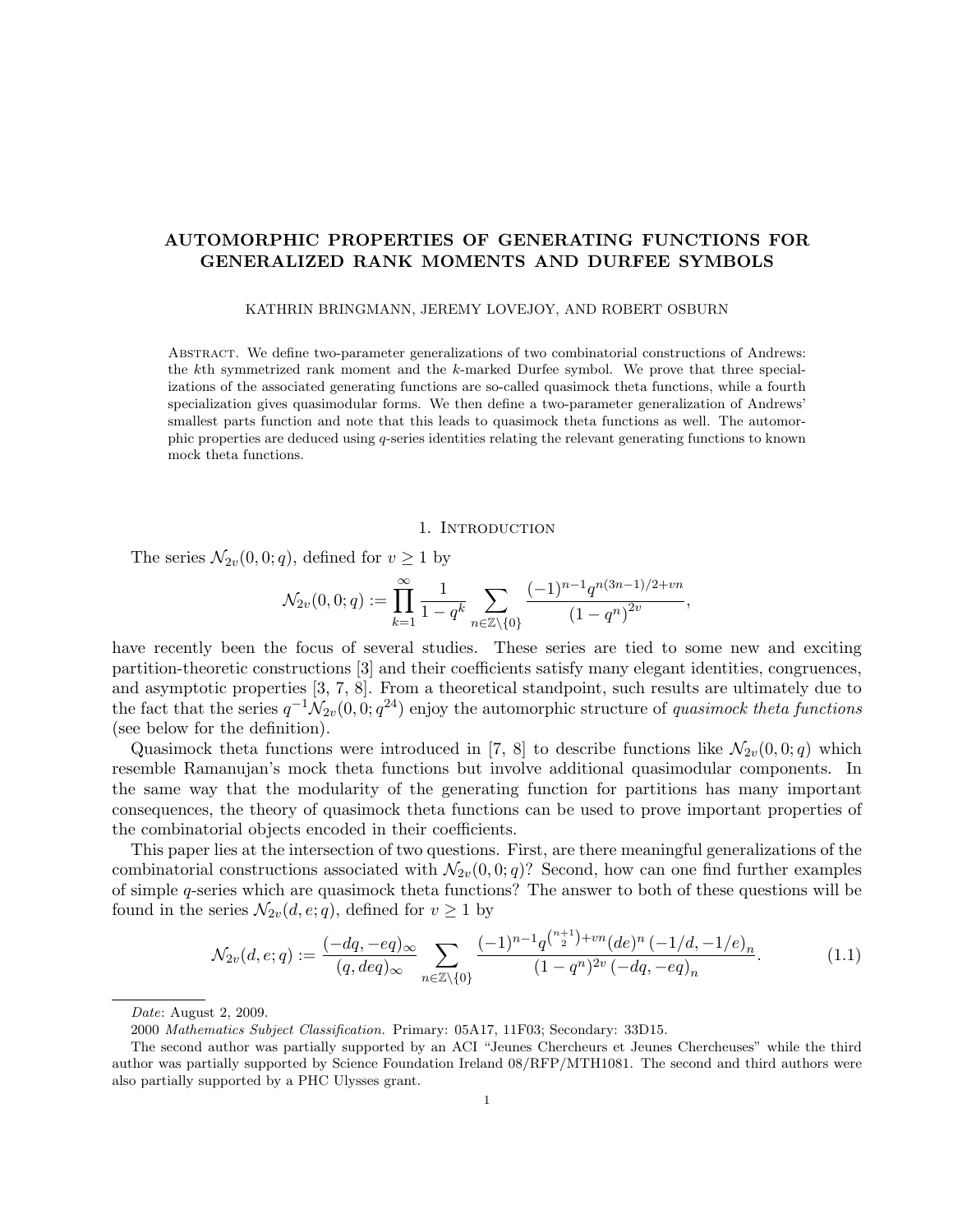# AUTOMORPHIC PROPERTIES OF GENERATING FUNCTIONS FOR GENERALIZED RANK MOMENTS AND DURFEE SYMBOLS

KATHRIN BRINGMANN, JEREMY LOVEJOY, AND ROBERT OSBURN

Abstract. We define two-parameter generalizations of two combinatorial constructions of Andrews: the $k$th symmetrized rank moment and the $k$-marked Durfee symbol. We prove that three specializations of the associated generating functions are so-called quasimock theta functions, while a fourth specialization gives quasimodular forms. We then define a two-parameter generalization of Andrews' smallest parts function and note that this leads to quasimock theta functions as well. The automorphic properties are deduced using $q$-series identities relating the relevant generating functions to known mock theta functions.

## 1. Introduction

The series $\mathcal{N}_{2v}(0,0;q)$, defined for $v \geq 1$ by

$$\mathcal{N}_{2v}(0,0;q) := \prod_{k=1}^{\infty} \frac{1}{1-q^k} \sum_{n \in \mathbb{Z} \setminus \{0\}} \frac{(-1)^{n-1} q^{n(3n-1)/2 + vn}}{(1-q^n)^{2v}},$$

have recently been the focus of several studies. These series are tied to some new and exciting partition-theoretic constructions [3] and their coefficients satisfy many elegant identities, congruences, and asymptotic properties [3, 7, 8]. From a theoretical standpoint, such results are ultimately due to the fact that the series $q^{-1}\mathcal{N}_{2v}(0,0;q^{24})$ enjoy the automorphic structure of *quasimock theta functions* (see below for the definition).

Quasimock theta functions were introduced in [7, 8] to describe functions like $\mathcal{N}_{2v}(0,0;q)$ which resemble Ramanujan's mock theta functions but involve additional quasimodular components. In the same way that the modularity of the generating function for partitions has many important consequences, the theory of quasimock theta functions can be used to prove important properties of the combinatorial objects encoded in their coefficients.

This paper lies at the intersection of two questions. First, are there meaningful generalizations of the combinatorial constructions associated with $\mathcal{N}_{2v}(0,0;q)$? Second, how can one find further examples of simple $q$-series which are quasimock theta functions? The answer to both of these questions will be found in the series $\mathcal{N}_{2v}(d,e;q)$, defined for $v \geq 1$ by

$$\mathcal{N}_{2v}(d,e;q) := \frac{(-dq,-eq)_\infty}{(q,deq)_\infty} \sum_{n \in \mathbb{Z} \setminus \{0\}} \frac{(-1)^{n-1} q^{\binom{n+1}{2} + vn} (de)^n \, (-1/d,-1/e)_n}{(1-q^n)^{2v} \, (-dq,-eq)_n}. \tag{1.1}$$

---

*Date*: August 2, 2009.

2000 *Mathematics Subject Classification.* Primary: 05A17, 11F03; Secondary: 33D15.

The second author was partially supported by an ACI "Jeunes Chercheurs et Jeunes Chercheuses" while the third author was partially supported by Science Foundation Ireland 08/RFP/MTH1081. The second and third authors were also partially supported by a PHC Ulysses grant.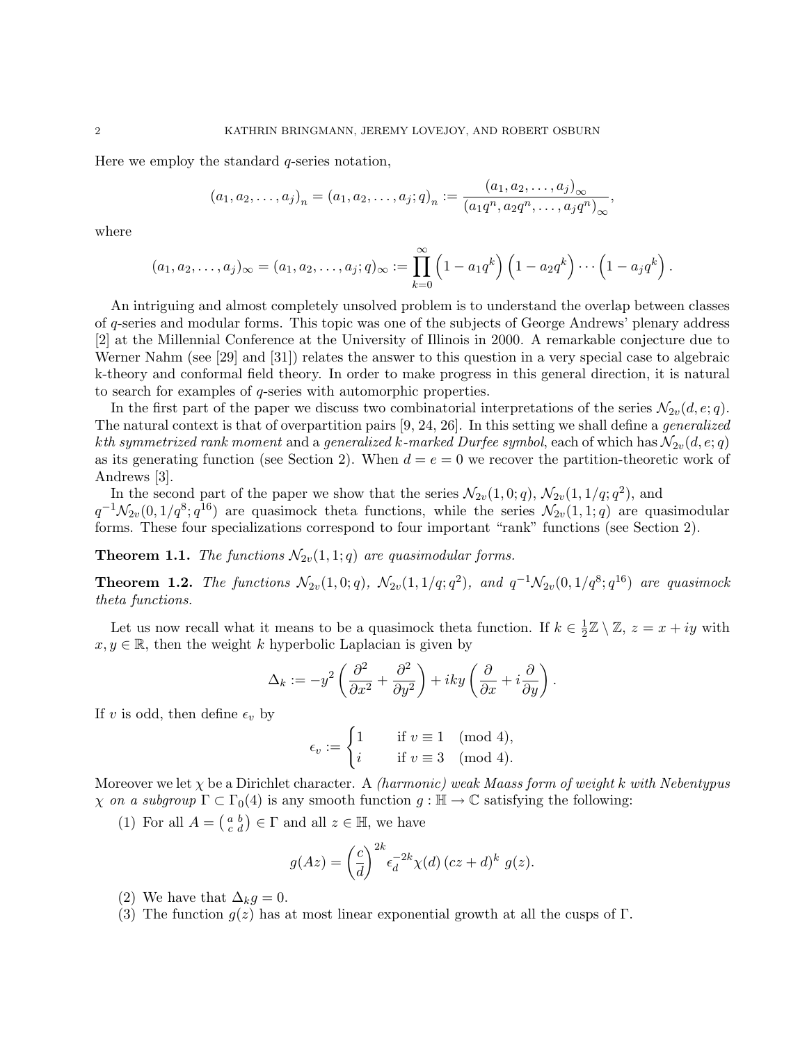Here we employ the standard $q$-series notation,

$$(a_1, a_2, \ldots, a_j)_n = (a_1, a_2, \ldots, a_j; q)_n := \frac{(a_1, a_2, \ldots, a_j)_\infty}{(a_1 q^n, a_2 q^n, \ldots, a_j q^n)_\infty},$$

where

$$(a_1, a_2, \ldots, a_j)_\infty = (a_1, a_2, \ldots, a_j; q)_\infty := \prod_{k=0}^{\infty} \left(1 - a_1 q^k\right)\left(1 - a_2 q^k\right) \cdots \left(1 - a_j q^k\right).$$

An intriguing and almost completely unsolved problem is to understand the overlap between classes of $q$-series and modular forms. This topic was one of the subjects of George Andrews' plenary address [2] at the Millennial Conference at the University of Illinois in 2000. A remarkable conjecture due to Werner Nahm (see [29] and [31]) relates the answer to this question in a very special case to algebraic k-theory and conformal field theory. In order to make progress in this general direction, it is natural to search for examples of $q$-series with automorphic properties.

In the first part of the paper we discuss two combinatorial interpretations of the series $\mathcal{N}_{2v}(d, e; q)$. The natural context is that of overpartition pairs [9, 24, 26]. In this setting we shall define a *generalized kth symmetrized rank moment* and a *generalized k-marked Durfee symbol*, each of which has $\mathcal{N}_{2v}(d, e; q)$ as its generating function (see Section 2). When $d = e = 0$ we recover the partition-theoretic work of Andrews [3].

In the second part of the paper we show that the series $\mathcal{N}_{2v}(1, 0; q)$, $\mathcal{N}_{2v}(1, 1/q; q^2)$, and $q^{-1}\mathcal{N}_{2v}(0, 1/q^8; q^{16})$ are quasimock theta functions, while the series $\mathcal{N}_{2v}(1, 1; q)$ are quasimodular forms. These four specializations correspond to four important "rank" functions (see Section 2).

**Theorem 1.1.** *The functions $\mathcal{N}_{2v}(1, 1; q)$ are quasimodular forms.*

**Theorem 1.2.** *The functions $\mathcal{N}_{2v}(1, 0; q)$, $\mathcal{N}_{2v}(1, 1/q; q^2)$, and $q^{-1}\mathcal{N}_{2v}(0, 1/q^8; q^{16})$ are quasimock theta functions.*

Let us now recall what it means to be a quasimock theta function. If $k \in \frac{1}{2}\mathbb{Z} \setminus \mathbb{Z}$, $z = x + iy$ with $x, y \in \mathbb{R}$, then the weight $k$ hyperbolic Laplacian is given by

$$\Delta_k := -y^2 \left( \frac{\partial^2}{\partial x^2} + \frac{\partial^2}{\partial y^2} \right) + iky \left( \frac{\partial}{\partial x} + i \frac{\partial}{\partial y} \right).$$

If $v$ is odd, then define $\epsilon_v$ by

$$\epsilon_v := \begin{cases} 1 & \text{if } v \equiv 1 \pmod 4, \\ i & \text{if } v \equiv 3 \pmod 4. \end{cases}$$

Moreover we let $\chi$ be a Dirichlet character. A *(harmonic) weak Maass form of weight $k$ with Nebentypus $\chi$ on a subgroup $\Gamma \subset \Gamma_0(4)$* is any smooth function $g : \mathbb{H} \to \mathbb{C}$ satisfying the following:

(1) For all $A = \left(\begin{smallmatrix} a & b \\ c & d \end{smallmatrix}\right) \in \Gamma$ and all $z \in \mathbb{H}$, we have

$$g(Az) = \left(\frac{c}{d}\right)^{2k} \epsilon_d^{-2k} \chi(d) \left(cz + d\right)^k \, g(z).$$

(2) We have that $\Delta_k g = 0$.

(3) The function $g(z)$ has at most linear exponential growth at all the cusps of $\Gamma$.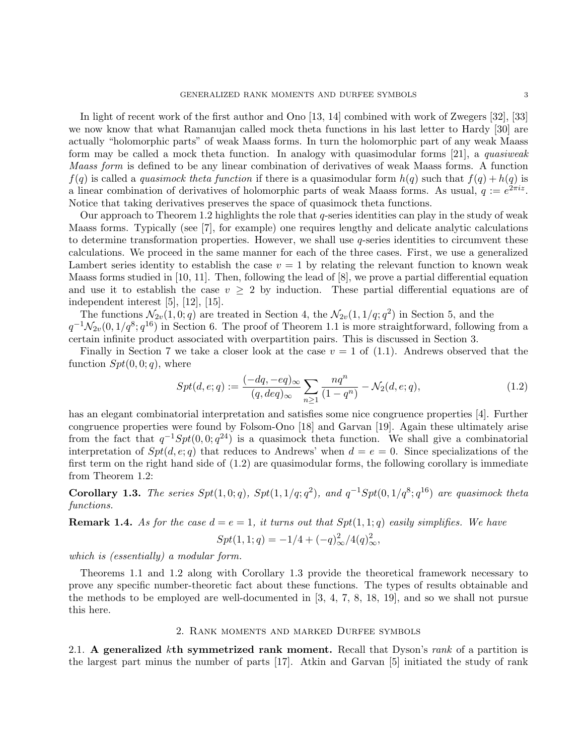In light of recent work of the first author and Ono [13, 14] combined with work of Zwegers [32], [33] we now know that what Ramanujan called mock theta functions in his last letter to Hardy [30] are actually "holomorphic parts" of weak Maass forms. In turn the holomorphic part of any weak Maass form may be called a mock theta function. In analogy with quasimodular forms [21], a *quasiweak Maass form* is defined to be any linear combination of derivatives of weak Maass forms. A function $f(q)$ is called a *quasimock theta function* if there is a quasimodular form $h(q)$ such that $f(q) + h(q)$ is a linear combination of derivatives of holomorphic parts of weak Maass forms. As usual, $q := e^{2\pi i z}$. Notice that taking derivatives preserves the space of quasimock theta functions.

Our approach to Theorem 1.2 highlights the role that $q$-series identities can play in the study of weak Maass forms. Typically (see [7], for example) one requires lengthy and delicate analytic calculations to determine transformation properties. However, we shall use $q$-series identities to circumvent these calculations. We proceed in the same manner for each of the three cases. First, we use a generalized Lambert series identity to establish the case $v = 1$ by relating the relevant function to known weak Maass forms studied in [10, 11]. Then, following the lead of [8], we prove a partial differential equation and use it to establish the case $v \geq 2$ by induction. These partial differential equations are of independent interest [5], [12], [15].

The functions $\mathcal{N}_{2v}(1, 0; q)$ are treated in Section 4, the $\mathcal{N}_{2v}(1, 1/q; q^2)$ in Section 5, and the $q^{-1}\mathcal{N}_{2v}(0, 1/q^8; q^{16})$ in Section 6. The proof of Theorem 1.1 is more straightforward, following from a certain infinite product associated with overpartition pairs. This is discussed in Section 3.

Finally in Section 7 we take a closer look at the case $v = 1$ of (1.1). Andrews observed that the function $Spt(0, 0; q)$, where

$$Spt(d, e; q) := \frac{(-dq, -eq)_\infty}{(q, deq)_\infty} \sum_{n \geq 1} \frac{nq^n}{(1 - q^n)} - \mathcal{N}_2(d, e; q), \tag{1.2}$$

has an elegant combinatorial interpretation and satisfies some nice congruence properties [4]. Further congruence properties were found by Folsom-Ono [18] and Garvan [19]. Again these ultimately arise from the fact that $q^{-1}Spt(0, 0; q^{24})$ is a quasimock theta function. We shall give a combinatorial interpretation of $Spt(d, e; q)$ that reduces to Andrews' when $d = e = 0$. Since specializations of the first term on the right hand side of (1.2) are quasimodular forms, the following corollary is immediate from Theorem 1.2:

**Corollary 1.3.** *The series $Spt(1, 0; q)$, $Spt(1, 1/q; q^2)$, and $q^{-1}Spt(0, 1/q^8; q^{16})$ are quasimock theta functions.*

**Remark 1.4.** *As for the case $d = e = 1$, it turns out that $Spt(1, 1; q)$ easily simplifies. We have*

$$Spt(1, 1; q) = -1/4 + (-q)_\infty^2 / 4(q)_\infty^2,$$

*which is (essentially) a modular form.*

Theorems 1.1 and 1.2 along with Corollary 1.3 provide the theoretical framework necessary to prove any specific number-theoretic fact about these functions. The types of results obtainable and the methods to be employed are well-documented in [3, 4, 7, 8, 18, 19], and so we shall not pursue this here.

## 2. Rank moments and marked Durfee symbols

**2.1. A generalized $k$th symmetrized rank moment.** Recall that Dyson's *rank* of a partition is the largest part minus the number of parts [17]. Atkin and Garvan [5] initiated the study of rank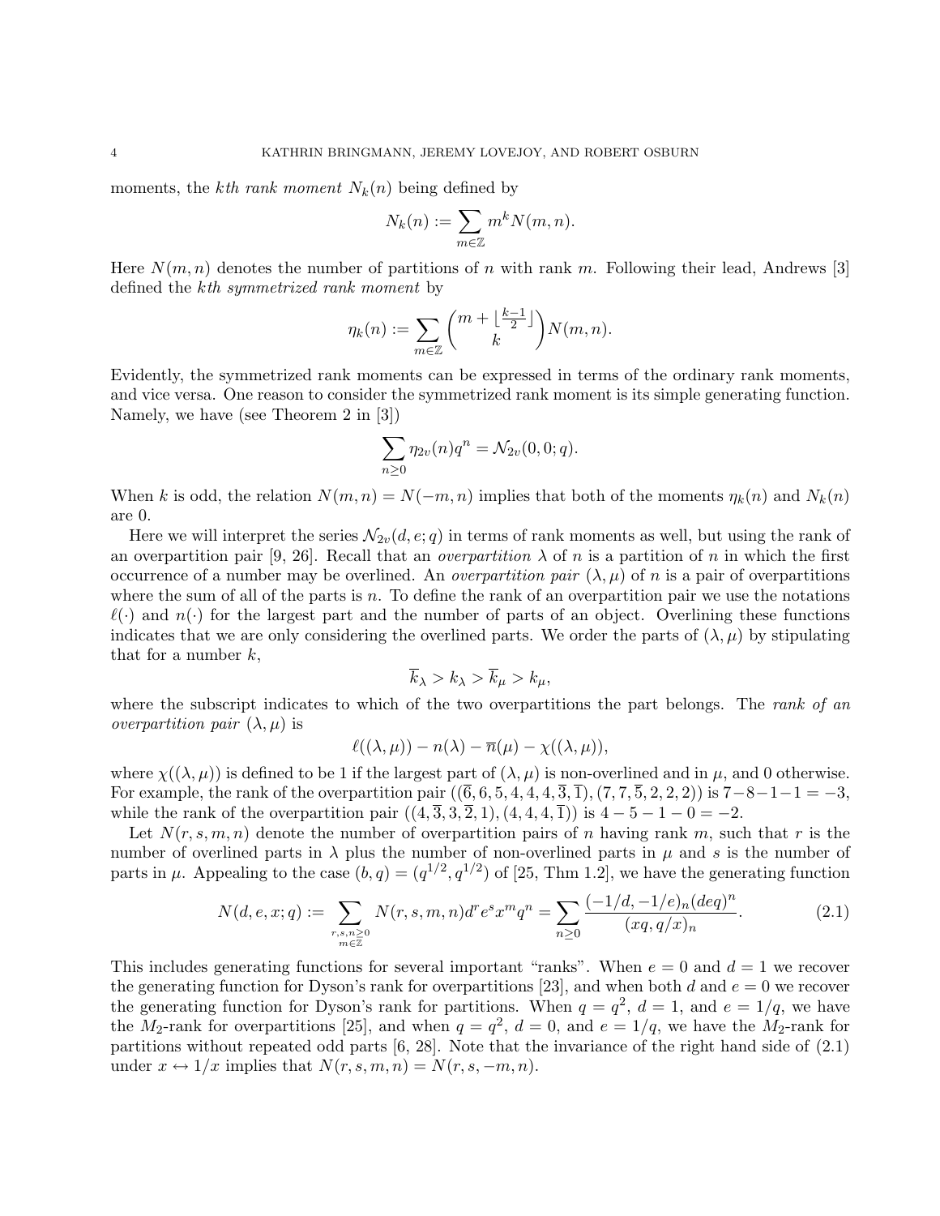moments, the *kth rank moment* $N_k(n)$ being defined by

$$N_k(n) := \sum_{m\in\mathbb{Z}} m^k N(m,n).$$

Here $N(m,n)$ denotes the number of partitions of $n$ with rank $m$. Following their lead, Andrews [3] defined the *kth symmetrized rank moment* by

$$\eta_k(n) := \sum_{m\in\mathbb{Z}} \binom{m+\lfloor \frac{k-1}{2}\rfloor}{k} N(m,n).$$

Evidently, the symmetrized rank moments can be expressed in terms of the ordinary rank moments, and vice versa. One reason to consider the symmetrized rank moment is its simple generating function. Namely, we have (see Theorem 2 in [3])

$$\sum_{n\geq 0} \eta_{2v}(n) q^n = \mathcal{N}_{2v}(0,0;q).$$

When $k$ is odd, the relation $N(m,n) = N(-m,n)$ implies that both of the moments $\eta_k(n)$ and $N_k(n)$ are 0.

Here we will interpret the series $\mathcal{N}_{2v}(d,e;q)$ in terms of rank moments as well, but using the rank of an overpartition pair [9, 26]. Recall that an *overpartition* $\lambda$ of $n$ is a partition of $n$ in which the first occurrence of a number may be overlined. An *overpartition pair* $(\lambda,\mu)$ of $n$ is a pair of overpartitions where the sum of all of the parts is $n$. To define the rank of an overpartition pair we use the notations $\ell(\cdot)$ and $n(\cdot)$ for the largest part and the number of parts of an object. Overlining these functions indicates that we are only considering the overlined parts. We order the parts of $(\lambda,\mu)$ by stipulating that for a number $k$,

$$\overline{k}_\lambda > k_\lambda > \overline{k}_\mu > k_\mu,$$

where the subscript indicates to which of the two overpartitions the part belongs. The *rank of an overpartition pair* $(\lambda,\mu)$ is

$$\ell((\lambda,\mu)) - n(\lambda) - \overline{n}(\mu) - \chi((\lambda,\mu)),$$

where $\chi((\lambda,\mu))$ is defined to be 1 if the largest part of $(\lambda,\mu)$ is non-overlined and in $\mu$, and 0 otherwise. For example, the rank of the overpartition pair $((\overline{6},6,5,4,4,4,\overline{3},\overline{1}),(7,7,\overline{5},2,2,2))$ is $7-8-1-1=-3$, while the rank of the overpartition pair $((4,\overline{3},3,\overline{2},1),(4,4,4,\overline{1}))$ is $4-5-1-0=-2$.

Let $N(r,s,m,n)$ denote the number of overpartition pairs of $n$ having rank $m$, such that $r$ is the number of overlined parts in $\lambda$ plus the number of non-overlined parts in $\mu$ and $s$ is the number of parts in $\mu$. Appealing to the case $(b,q)=(q^{1/2},q^{1/2})$ of [25, Thm 1.2], we have the generating function

$$N(d,e,x;q) := \sum_{\substack{r,s,n\geq 0\\ m\in\mathbb{Z}}} N(r,s,m,n) d^r e^s x^m q^n = \sum_{n\geq 0} \frac{(-1/d,-1/e)_n (deq)^n}{(xq,q/x)_n}. \tag{2.1}$$

This includes generating functions for several important "ranks". When $e=0$ and $d=1$ we recover the generating function for Dyson's rank for overpartitions [23], and when both $d$ and $e=0$ we recover the generating function for Dyson's rank for partitions. When $q=q^2$, $d=1$, and $e=1/q$, we have the $M_2$-rank for overpartitions [25], and when $q=q^2$, $d=0$, and $e=1/q$, we have the $M_2$-rank for partitions without repeated odd parts [6, 28]. Note that the invariance of the right hand side of (2.1) under $x \leftrightarrow 1/x$ implies that $N(r,s,m,n) = N(r,s,-m,n)$.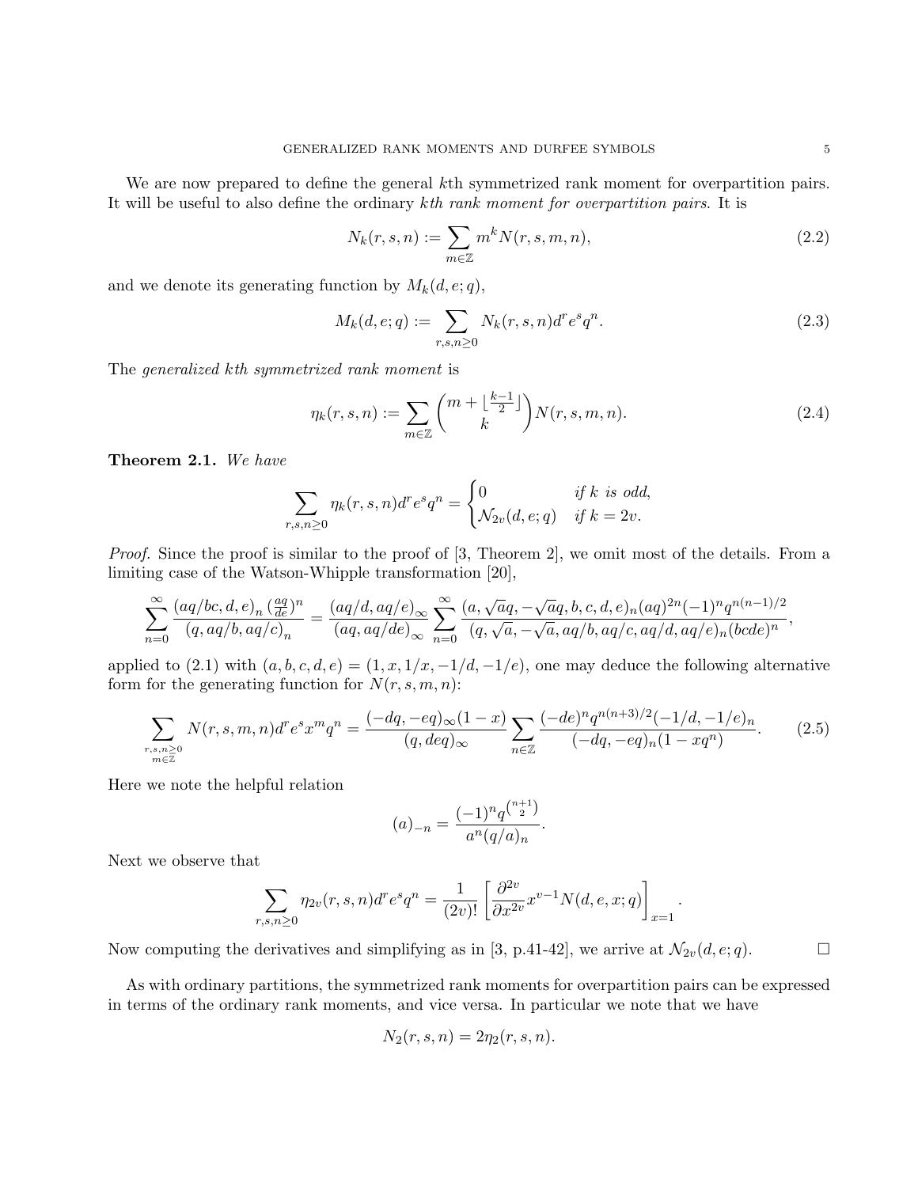We are now prepared to define the general $k$th symmetrized rank moment for overpartition pairs. It will be useful to also define the ordinary *$k$th rank moment for overpartition pairs*. It is

$$N_k(r,s,n) := \sum_{m \in \mathbb{Z}} m^k N(r,s,m,n), \tag{2.2}$$

and we denote its generating function by $M_k(d,e;q)$,

$$M_k(d,e;q) := \sum_{r,s,n \geq 0} N_k(r,s,n) d^r e^s q^n. \tag{2.3}$$

The *generalized $k$th symmetrized rank moment* is

$$\eta_k(r,s,n) := \sum_{m \in \mathbb{Z}} \binom{m + \lfloor \frac{k-1}{2} \rfloor}{k} N(r,s,m,n). \tag{2.4}$$

**Theorem 2.1.** *We have*

$$\sum_{r,s,n \geq 0} \eta_k(r,s,n) d^r e^s q^n = \begin{cases} 0 & \text{if } k \text{ is odd}, \\ \mathcal{N}_{2v}(d,e;q) & \text{if } k = 2v. \end{cases}$$

*Proof.* Since the proof is similar to the proof of [3, Theorem 2], we omit most of the details. From a limiting case of the Watson-Whipple transformation [20],

$$\sum_{n=0}^{\infty} \frac{(aq/bc, d, e)_n \left(\frac{aq}{de}\right)^n}{(q, aq/b, aq/c)_n} = \frac{(aq/d, aq/e)_\infty}{(aq, aq/de)_\infty} \sum_{n=0}^{\infty} \frac{(a, \sqrt{a}q, -\sqrt{a}q, b, c, d, e)_n (aq)^{2n} (-1)^n q^{n(n-1)/2}}{(q, \sqrt{a}, -\sqrt{a}, aq/b, aq/c, aq/d, aq/e)_n (bcde)^n},$$

applied to (2.1) with $(a,b,c,d,e) = (1, x, 1/x, -1/d, -1/e)$, one may deduce the following alternative form for the generating function for $N(r,s,m,n)$:

$$\sum_{\substack{r,s,n \geq 0 \\ m \in \mathbb{Z}}} N(r,s,m,n) d^r e^s x^m q^n = \frac{(-dq, -eq)_\infty (1-x)}{(q, deq)_\infty} \sum_{n \in \mathbb{Z}} \frac{(-de)^n q^{n(n+3)/2} (-1/d, -1/e)_n}{(-dq, -eq)_n (1 - xq^n)}. \tag{2.5}$$

Here we note the helpful relation

$$(a)_{-n} = \frac{(-1)^n q^{\binom{n+1}{2}}}{a^n (q/a)_n}.$$

Next we observe that

$$\sum_{r,s,n \geq 0} \eta_{2v}(r,s,n) d^r e^s q^n = \frac{1}{(2v)!} \left[ \frac{\partial^{2v}}{\partial x^{2v}} x^{v-1} N(d,e,x;q) \right]_{x=1}.$$

Now computing the derivatives and simplifying as in [3, p.41-42], we arrive at $\mathcal{N}_{2v}(d,e;q)$. $\square$

As with ordinary partitions, the symmetrized rank moments for overpartition pairs can be expressed in terms of the ordinary rank moments, and vice versa. In particular we note that we have

$$N_2(r,s,n) = 2\eta_2(r,s,n).$$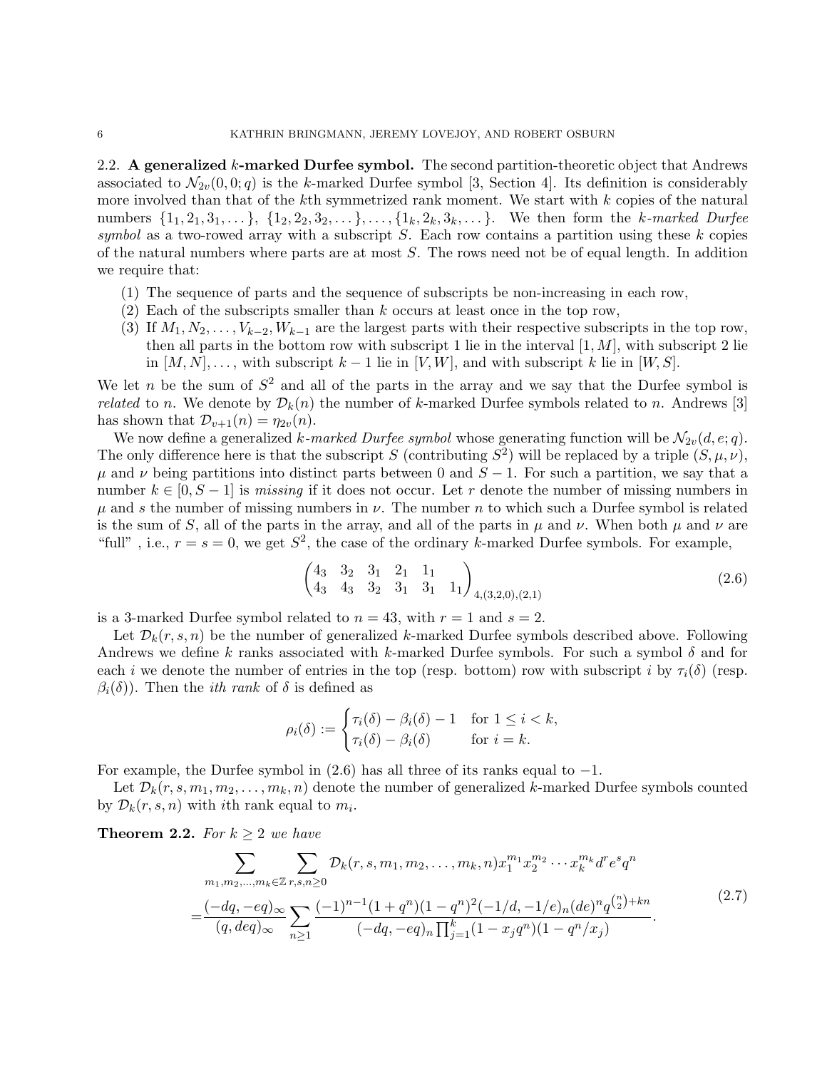### 2.2. A generalized $k$-marked Durfee symbol.

The second partition-theoretic object that Andrews associated to $\mathcal{N}_{2v}(0,0;q)$ is the $k$-marked Durfee symbol [3, Section 4]. Its definition is considerably more involved than that of the $k$th symmetrized rank moment. We start with $k$ copies of the natural numbers $\{1_1, 2_1, 3_1, \dots\}$, $\{1_2, 2_2, 3_2, \dots\}, \dots, \{1_k, 2_k, 3_k, \dots\}$. We then form the *$k$-marked Durfee symbol* as a two-rowed array with a subscript $S$. Each row contains a partition using these $k$ copies of the natural numbers where parts are at most $S$. The rows need not be of equal length. In addition we require that:

1. The sequence of parts and the sequence of subscripts be non-increasing in each row,
2. Each of the subscripts smaller than $k$ occurs at least once in the top row,
3. If $M_1, N_2, \dots, V_{k-2}, W_{k-1}$ are the largest parts with their respective subscripts in the top row, then all parts in the bottom row with subscript 1 lie in the interval $[1, M]$, with subscript 2 lie in $[M, N], \dots$, with subscript $k-1$ lie in $[V, W]$, and with subscript $k$ lie in $[W, S]$.

We let $n$ be the sum of $S^2$ and all of the parts in the array and we say that the Durfee symbol is *related* to $n$. We denote by $\mathcal{D}_k(n)$ the number of $k$-marked Durfee symbols related to $n$. Andrews [3] has shown that $\mathcal{D}_{v+1}(n) = \eta_{2v}(n)$.

We now define a generalized *$k$-marked Durfee symbol* whose generating function will be $\mathcal{N}_{2v}(d, e; q)$. The only difference here is that the subscript $S$ (contributing $S^2$) will be replaced by a triple $(S, \mu, \nu)$, $\mu$ and $\nu$ being partitions into distinct parts between 0 and $S-1$. For such a partition, we say that a number $k \in [0, S-1]$ is *missing* if it does not occur. Let $r$ denote the number of missing numbers in $\mu$ and $s$ the number of missing numbers in $\nu$. The number $n$ to which such a Durfee symbol is related is the sum of $S$, all of the parts in the array, and all of the parts in $\mu$ and $\nu$. When both $\mu$ and $\nu$ are "full" , i.e., $r = s = 0$, we get $S^2$, the case of the ordinary $k$-marked Durfee symbols. For example,

$$\begin{pmatrix} 4_3 & 3_2 & 3_1 & 2_1 & 1_1 & \\ 4_3 & 4_3 & 3_2 & 3_1 & 3_1 & 1_1 \end{pmatrix}_{4,(3,2,0),(2,1)} \tag{2.6}$$

is a 3-marked Durfee symbol related to $n = 43$, with $r = 1$ and $s = 2$.

Let $\mathcal{D}_k(r, s, n)$ be the number of generalized $k$-marked Durfee symbols described above. Following Andrews we define $k$ ranks associated with $k$-marked Durfee symbols. For such a symbol $\delta$ and for each $i$ we denote the number of entries in the top (resp. bottom) row with subscript $i$ by $\tau_i(\delta)$ (resp. $\beta_i(\delta)$). Then the *$i$th rank* of $\delta$ is defined as

$$\rho_i(\delta) := \begin{cases} \tau_i(\delta) - \beta_i(\delta) - 1 & \text{for } 1 \leq i < k, \\ \tau_i(\delta) - \beta_i(\delta) & \text{for } i = k. \end{cases}$$

For example, the Durfee symbol in (2.6) has all three of its ranks equal to $-1$.

Let $\mathcal{D}_k(r, s, m_1, m_2, \dots, m_k, n)$ denote the number of generalized $k$-marked Durfee symbols counted by $\mathcal{D}_k(r, s, n)$ with $i$th rank equal to $m_i$.

**Theorem 2.2.** *For $k \geq 2$ we have*

$$\begin{aligned} &\sum_{m_1, m_2, \dots, m_k \in \mathbb{Z}} \sum_{r,s,n \geq 0} \mathcal{D}_k(r, s, m_1, m_2, \dots, m_k, n) x_1^{m_1} x_2^{m_2} \cdots x_k^{m_k} d^r e^s q^n \\ =& \frac{(-dq, -eq)_\infty}{(q, deq)_\infty} \sum_{n \geq 1} \frac{(-1)^{n-1}(1+q^n)(1-q^n)^2(-1/d, -1/e)_n (de)^n q^{\binom{n}{2}+kn}}{(-dq, -eq)_n \prod_{j=1}^{k}(1 - x_j q^n)(1 - q^n/x_j)}. \end{aligned} \tag{2.7}$$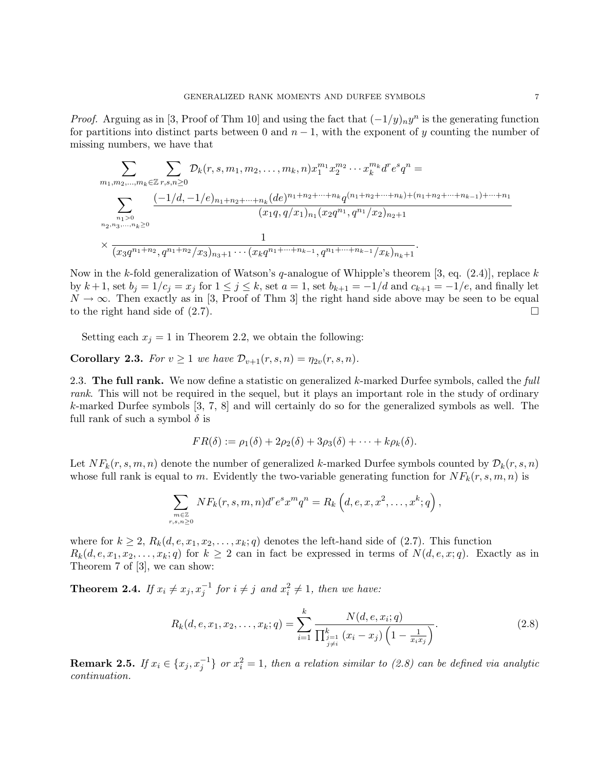*Proof.* Arguing as in [3, Proof of Thm 10] and using the fact that $(-1/y)_n y^n$ is the generating function for partitions into distinct parts between 0 and $n-1$, with the exponent of $y$ counting the number of missing numbers, we have that

$$
\begin{aligned}
&\sum_{m_1,m_2,\ldots,m_k\in\mathbb{Z}}\ \sum_{r,s,n\geq 0} \mathcal{D}_k(r,s,m_1,m_2,\ldots,m_k,n)x_1^{m_1}x_2^{m_2}\cdots x_k^{m_k}d^r e^s q^n = \\
&\sum_{\substack{n_1>0\\ n_2,n_3,\ldots,n_k\geq 0}} \frac{(-1/d,-1/e)_{n_1+n_2+\cdots+n_k}(de)^{n_1+n_2+\cdots+n_k}q^{(n_1+n_2+\cdots+n_k)+(n_1+n_2+\cdots+n_{k-1})+\cdots+n_1}}{(x_1q,q/x_1)_{n_1}(x_2q^{n_1},q^{n_1}/x_2)_{n_2+1}} \\
&\times \frac{1}{(x_3q^{n_1+n_2},q^{n_1+n_2}/x_3)_{n_3+1}\cdots(x_kq^{n_1+\cdots+n_{k-1}},q^{n_1+\cdots+n_{k-1}}/x_k)_{n_k+1}}.
\end{aligned}
$$

Now in the $k$-fold generalization of Watson's $q$-analogue of Whipple's theorem [3, eq. (2.4)], replace $k$ by $k+1$, set $b_j = 1/c_j = x_j$ for $1 \leq j \leq k$, set $a=1$, set $b_{k+1} = -1/d$ and $c_{k+1} = -1/e$, and finally let $N \to \infty$. Then exactly as in [3, Proof of Thm 3] the right hand side above may be seen to be equal to the right hand side of (2.7). $\square$

Setting each $x_j = 1$ in Theorem 2.2, we obtain the following:

**Corollary 2.3.** *For $v \geq 1$ we have $\mathcal{D}_{v+1}(r,s,n) = \eta_{2v}(r,s,n)$.*

2.3. **The full rank.** We now define a statistic on generalized $k$-marked Durfee symbols, called the *full rank*. This will not be required in the sequel, but it plays an important role in the study of ordinary $k$-marked Durfee symbols [3, 7, 8] and will certainly do so for the generalized symbols as well. The full rank of such a symbol $\delta$ is

$$FR(\delta) := \rho_1(\delta) + 2\rho_2(\delta) + 3\rho_3(\delta) + \cdots + k\rho_k(\delta).$$

Let $NF_k(r,s,m,n)$ denote the number of generalized $k$-marked Durfee symbols counted by $\mathcal{D}_k(r,s,n)$ whose full rank is equal to $m$. Evidently the two-variable generating function for $NF_k(r,s,m,n)$ is

$$\sum_{\substack{m\in\mathbb{Z}\\ r,s,n\geq 0}} NF_k(r,s,m,n)d^r e^s x^m q^n = R_k\left(d,e,x,x^2,\ldots,x^k;q\right),$$

where for $k \geq 2$, $R_k(d,e,x_1,x_2,\ldots,x_k;q)$ denotes the left-hand side of (2.7). This function $R_k(d,e,x_1,x_2,\ldots,x_k;q)$ for $k \geq 2$ can in fact be expressed in terms of $N(d,e,x;q)$. Exactly as in Theorem 7 of [3], we can show:

**Theorem 2.4.** *If $x_i \neq x_j, x_j^{-1}$ for $i \neq j$ and $x_i^2 \neq 1$, then we have:*

$$R_k(d,e,x_1,x_2,\ldots,x_k;q) = \sum_{i=1}^{k} \frac{N(d,e,x_i;q)}{\prod_{\substack{j=1\\ j\neq i}}^{k}(x_i - x_j)\left(1-\frac{1}{x_ix_j}\right)}. \tag{2.8}$$

**Remark 2.5.** *If $x_i \in \{x_j, x_j^{-1}\}$ or $x_i^2 = 1$, then a relation similar to (2.8) can be defined via analytic continuation.*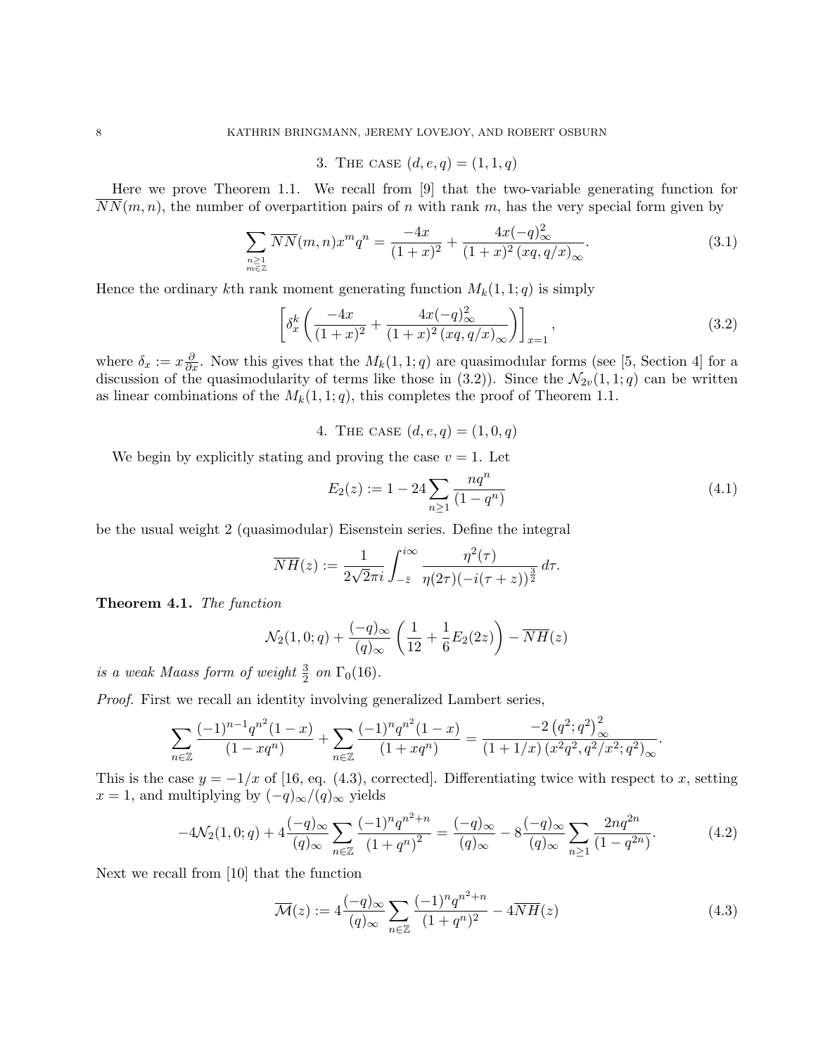## 3. The case $(d,e,q) = (1,1,q)$

Here we prove Theorem 1.1. We recall from [9] that the two-variable generating function for $\overline{NN}(m,n)$, the number of overpartition pairs of $n$ with rank $m$, has the very special form given by

$$\sum_{\substack{n\geq 1\\ m\in\mathbb{Z}}} \overline{NN}(m,n)x^m q^n = \frac{-4x}{(1+x)^2} + \frac{4x(-q)_\infty^2}{(1+x)^2\,(xq,q/x)_\infty}. \tag{3.1}$$

Hence the ordinary $k$th rank moment generating function $M_k(1,1;q)$ is simply

$$\left[\delta_x^k\left(\frac{-4x}{(1+x)^2} + \frac{4x(-q)_\infty^2}{(1+x)^2\,(xq,q/x)_\infty}\right)\right]_{x=1}, \tag{3.2}$$

where $\delta_x := x\frac{\partial}{\partial x}$. Now this gives that the $M_k(1,1;q)$ are quasimodular forms (see [5, Section 4] for a discussion of the quasimodularity of terms like those in (3.2)). Since the $\mathcal{N}_{2v}(1,1;q)$ can be written as linear combinations of the $M_k(1,1;q)$, this completes the proof of Theorem 1.1.

## 4. The case $(d,e,q) = (1,0,q)$

We begin by explicitly stating and proving the case $v=1$. Let

$$E_2(z) := 1 - 24\sum_{n\geq 1}\frac{nq^n}{(1-q^n)} \tag{4.1}$$

be the usual weight 2 (quasimodular) Eisenstein series. Define the integral

$$\overline{NH}(z) := \frac{1}{2\sqrt{2}\pi i}\int_{-\bar{z}}^{i\infty}\frac{\eta^2(\tau)}{\eta(2\tau)(-i(\tau+z))^{\frac{3}{2}}}\,d\tau.$$

**Theorem 4.1.** *The function*

$$\mathcal{N}_2(1,0;q) + \frac{(-q)_\infty}{(q)_\infty}\left(\frac{1}{12} + \frac{1}{6}E_2(2z)\right) - \overline{NH}(z)$$

*is a weak Maass form of weight $\frac{3}{2}$ on $\Gamma_0(16)$.*

*Proof.* First we recall an identity involving generalized Lambert series,

$$\sum_{n\in\mathbb{Z}}\frac{(-1)^{n-1}q^{n^2}(1-x)}{(1-xq^n)} + \sum_{n\in\mathbb{Z}}\frac{(-1)^n q^{n^2}(1-x)}{(1+xq^n)} = \frac{-2\left(q^2;q^2\right)_\infty^2}{(1+1/x)\left(x^2q^2,q^2/x^2;q^2\right)_\infty}.$$

This is the case $y=-1/x$ of [16, eq. (4.3), corrected]. Differentiating twice with respect to $x$, setting $x=1$, and multiplying by $(-q)_\infty/(q)_\infty$ yields

$$-4\mathcal{N}_2(1,0;q) + 4\frac{(-q)_\infty}{(q)_\infty}\sum_{n\in\mathbb{Z}}\frac{(-1)^n q^{n^2+n}}{(1+q^n)^2} = \frac{(-q)_\infty}{(q)_\infty} - 8\frac{(-q)_\infty}{(q)_\infty}\sum_{n\geq 1}\frac{2nq^{2n}}{(1-q^{2n})}. \tag{4.2}$$

Next we recall from [10] that the function

$$\overline{\mathcal{M}}(z) := 4\frac{(-q)_\infty}{(q)_\infty}\sum_{n\in\mathbb{Z}}\frac{(-1)^n q^{n^2+n}}{(1+q^n)^2} - 4\overline{NH}(z) \tag{4.3}$$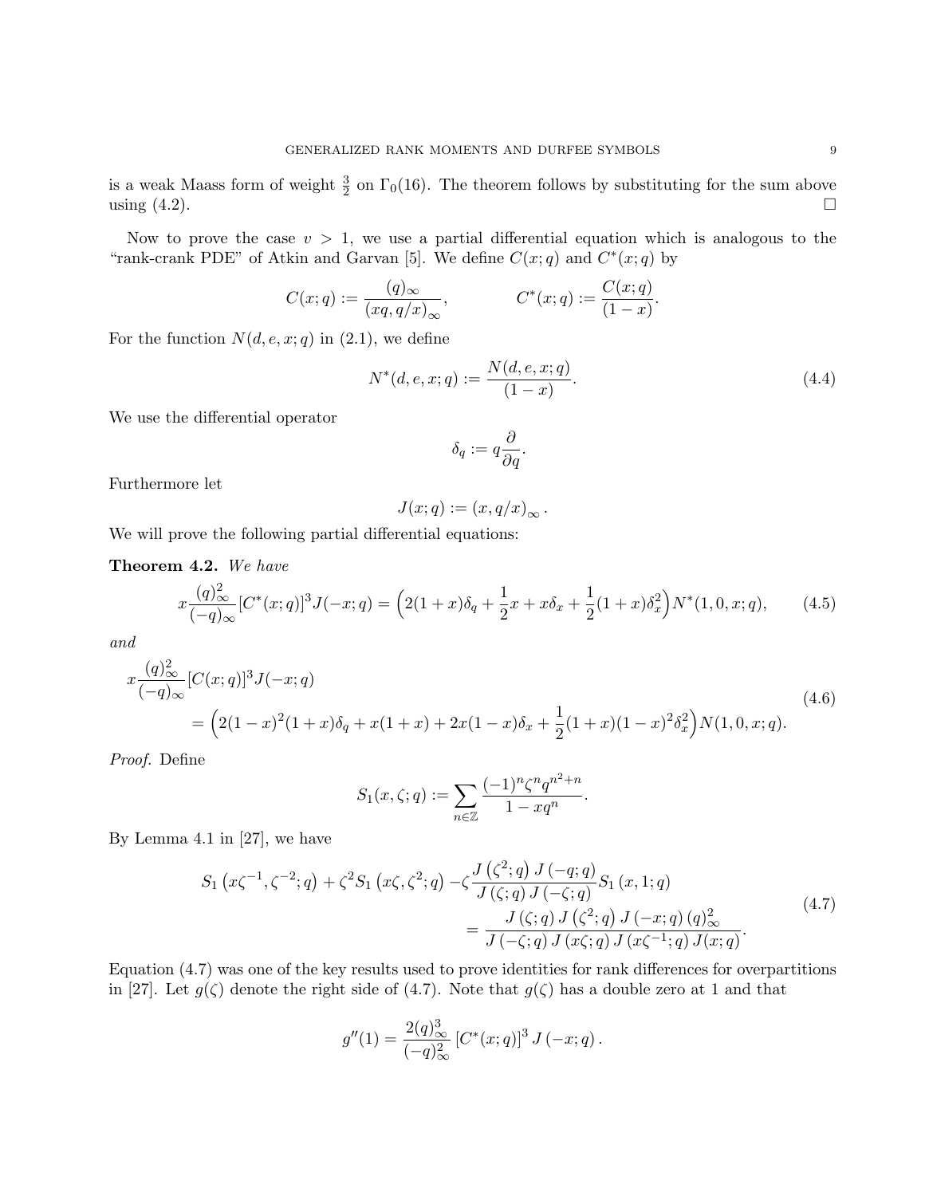is a weak Maass form of weight $\frac{3}{2}$ on $\Gamma_0(16)$. The theorem follows by substituting for the sum above using (4.2). $\square$

Now to prove the case $v > 1$, we use a partial differential equation which is analogous to the "rank-crank PDE" of Atkin and Garvan [5]. We define $C(x;q)$ and $C^*(x;q)$ by

$$C(x;q) := \frac{(q)_\infty}{(xq, q/x)_\infty}, \qquad C^*(x;q) := \frac{C(x;q)}{(1-x)}.$$

For the function $N(d,e,x;q)$ in (2.1), we define

$$N^*(d,e,x;q) := \frac{N(d,e,x;q)}{(1-x)}. \tag{4.4}$$

We use the differential operator

$$\delta_q := q\frac{\partial}{\partial q}.$$

Furthermore let

$$J(x;q) := (x, q/x)_\infty .$$

We will prove the following partial differential equations:

**Theorem 4.2.** *We have*

$$x\frac{(q)_\infty^2}{(-q)_\infty}[C^*(x;q)]^3 J(-x;q) = \Big(2(1+x)\delta_q + \frac{1}{2}x + x\delta_x + \frac{1}{2}(1+x)\delta_x^2\Big)N^*(1,0,x;q), \tag{4.5}$$

*and*

$$\begin{aligned} &x\frac{(q)_\infty^2}{(-q)_\infty}[C(x;q)]^3 J(-x;q) \\ &= \Big(2(1-x)^2(1+x)\delta_q + x(1+x) + 2x(1-x)\delta_x + \frac{1}{2}(1+x)(1-x)^2\delta_x^2\Big)N(1,0,x;q). \end{aligned} \tag{4.6}$$

*Proof.* Define

$$S_1(x,\zeta;q) := \sum_{n\in\mathbb{Z}} \frac{(-1)^n\zeta^n q^{n^2+n}}{1-xq^n}.$$

By Lemma 4.1 in [27], we have

$$\begin{aligned} S_1\left(x\zeta^{-1},\zeta^{-2};q\right) + \zeta^2 S_1\left(x\zeta,\zeta^2;q\right) - \zeta\frac{J\left(\zeta^2;q\right)J\left(-q;q\right)}{J\left(\zeta;q\right)J\left(-\zeta;q\right)}S_1\left(x,1;q\right) \\ = \frac{J\left(\zeta;q\right)J\left(\zeta^2;q\right)J\left(-x;q\right)(q)_\infty^2}{J\left(-\zeta;q\right)J\left(x\zeta;q\right)J\left(x\zeta^{-1};q\right)J(x;q)}. \end{aligned} \tag{4.7}$$

Equation (4.7) was one of the key results used to prove identities for rank differences for overpartitions in [27]. Let $g(\zeta)$ denote the right side of (4.7). Note that $g(\zeta)$ has a double zero at 1 and that

$$g''(1) = \frac{2(q)_\infty^3}{(-q)_\infty^2}\left[C^*(x;q)\right]^3 J\left(-x;q\right).$$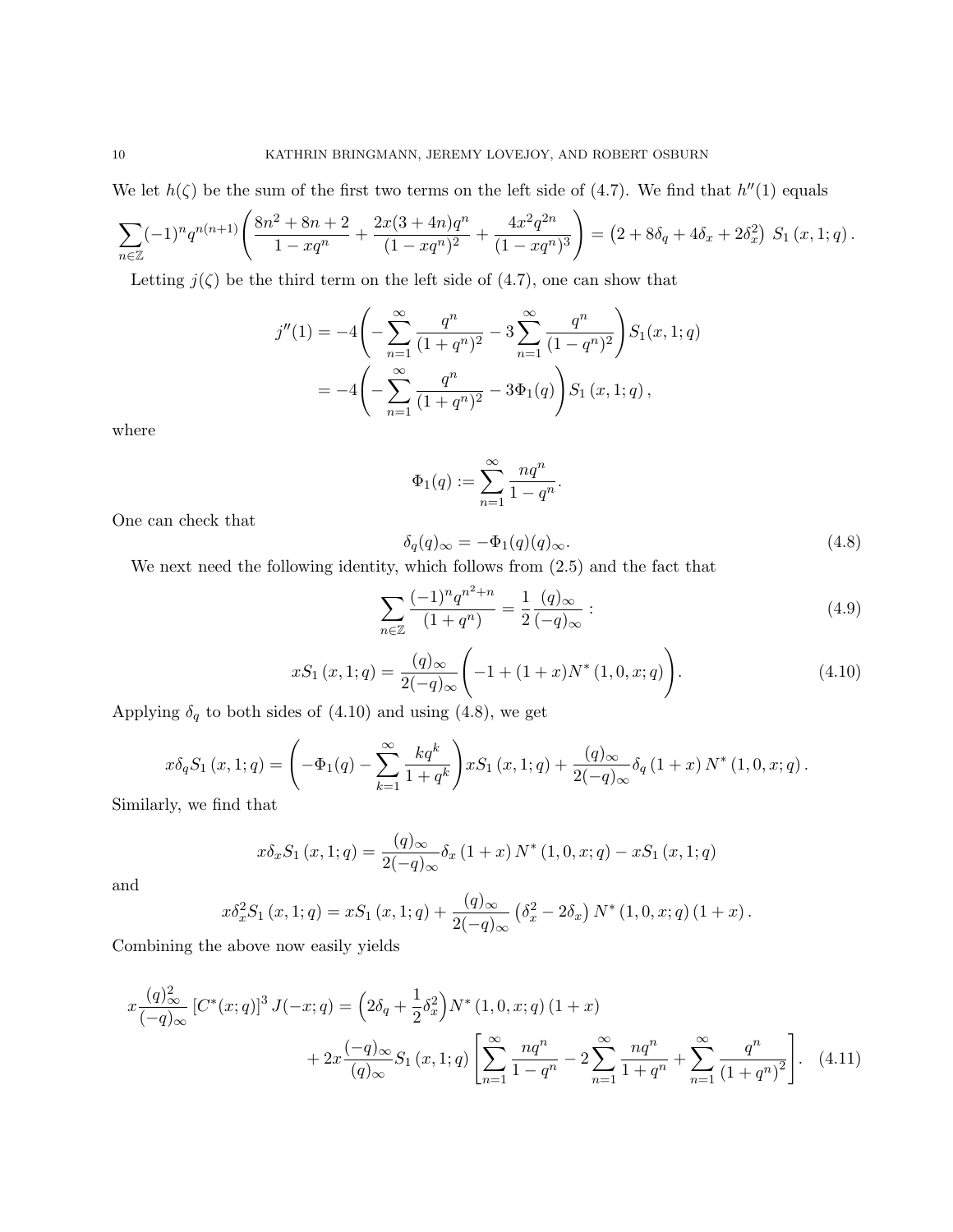We let $h(\zeta)$ be the sum of the first two terms on the left side of (4.7). We find that $h''(1)$ equals

$$\sum_{n\in\mathbb{Z}}(-1)^n q^{n(n+1)}\left(\frac{8n^2+8n+2}{1-xq^n}+\frac{2x(3+4n)q^n}{(1-xq^n)^2}+\frac{4x^2q^{2n}}{(1-xq^n)^3}\right)=\left(2+8\delta_q+4\delta_x+2\delta_x^2\right)\,S_1\left(x,1;q\right).$$

Letting $j(\zeta)$ be the third term on the left side of (4.7), one can show that

$$\begin{aligned}
j''(1) &= -4\left(-\sum_{n=1}^{\infty}\frac{q^n}{(1+q^n)^2}-3\sum_{n=1}^{\infty}\frac{q^n}{(1-q^n)^2}\right)S_1(x,1;q)\\
&= -4\left(-\sum_{n=1}^{\infty}\frac{q^n}{(1+q^n)^2}-3\Phi_1(q)\right)S_1\left(x,1;q\right),
\end{aligned}$$

where

$$\Phi_1(q):=\sum_{n=1}^{\infty}\frac{nq^n}{1-q^n}.$$

One can check that

$$\delta_q(q)_\infty=-\Phi_1(q)(q)_\infty. \tag{4.8}$$

We next need the following identity, which follows from (2.5) and the fact that

$$\sum_{n\in\mathbb{Z}}\frac{(-1)^nq^{n^2+n}}{(1+q^n)}=\frac{1}{2}\frac{(q)_\infty}{(-q)_\infty}: \tag{4.9}$$

$$xS_1\left(x,1;q\right)=\frac{(q)_\infty}{2(-q)_\infty}\left(-1+(1+x)N^*\left(1,0,x;q\right)\right). \tag{4.10}$$

Applying $\delta_q$ to both sides of (4.10) and using (4.8), we get

$$x\delta_qS_1\left(x,1;q\right)=\left(-\Phi_1(q)-\sum_{k=1}^{\infty}\frac{kq^k}{1+q^k}\right)xS_1\left(x,1;q\right)+\frac{(q)_\infty}{2(-q)_\infty}\delta_q\left(1+x\right)N^*\left(1,0,x;q\right).$$

Similarly, we find that

$$x\delta_xS_1\left(x,1;q\right)=\frac{(q)_\infty}{2(-q)_\infty}\delta_x\left(1+x\right)N^*\left(1,0,x;q\right)-xS_1\left(x,1;q\right)$$

and

$$x\delta_x^2S_1\left(x,1;q\right)=xS_1\left(x,1;q\right)+\frac{(q)_\infty}{2(-q)_\infty}\left(\delta_x^2-2\delta_x\right)N^*\left(1,0,x;q\right)\left(1+x\right).$$

Combining the above now easily yields

$$\begin{aligned}
x\frac{(q)_\infty^2}{(-q)_\infty}\left[C^*(x;q)\right]^3J(-x;q) &= \left(2\delta_q+\frac{1}{2}\delta_x^2\right)N^*\left(1,0,x;q\right)(1+x)\\
&\quad+2x\frac{(-q)_\infty}{(q)_\infty}S_1\left(x,1;q\right)\left[\sum_{n=1}^{\infty}\frac{nq^n}{1-q^n}-2\sum_{n=1}^{\infty}\frac{nq^n}{1+q^n}+\sum_{n=1}^{\infty}\frac{q^n}{\left(1+q^n\right)^2}\right].
\end{aligned} \tag{4.11}$$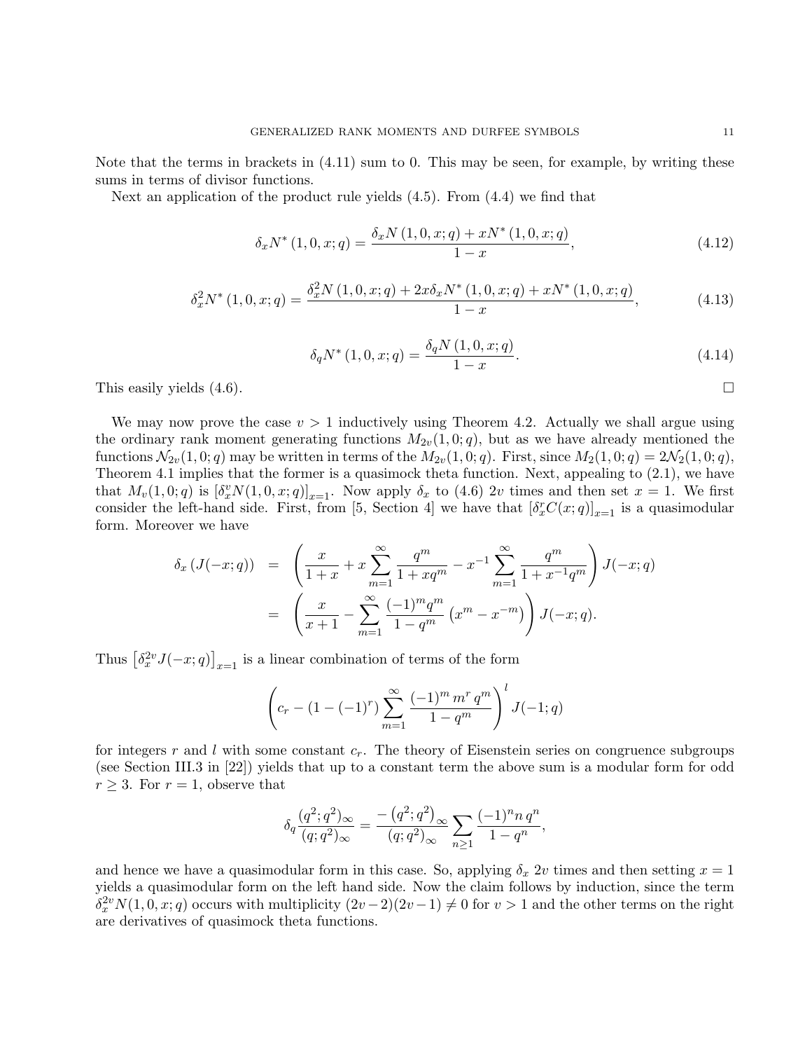Note that the terms in brackets in (4.11) sum to 0. This may be seen, for example, by writing these sums in terms of divisor functions.

Next an application of the product rule yields (4.5). From (4.4) we find that

$$\delta_x N^*(1,0,x;q) = \frac{\delta_x N(1,0,x;q) + xN^*(1,0,x;q)}{1-x}, \tag{4.12}$$

$$\delta_x^2 N^*(1,0,x;q) = \frac{\delta_x^2 N(1,0,x;q) + 2x\delta_x N^*(1,0,x;q) + xN^*(1,0,x;q)}{1-x}, \tag{4.13}$$

$$\delta_q N^*(1,0,x;q) = \frac{\delta_q N(1,0,x;q)}{1-x}. \tag{4.14}$$

This easily yields (4.6). □

We may now prove the case $v > 1$ inductively using Theorem 4.2. Actually we shall argue using the ordinary rank moment generating functions $M_{2v}(1,0;q)$, but as we have already mentioned the functions $\mathcal{N}_{2v}(1,0;q)$ may be written in terms of the $M_{2v}(1,0;q)$. First, since $M_2(1,0;q) = 2\mathcal{N}_2(1,0;q)$, Theorem 4.1 implies that the former is a quasimock theta function. Next, appealing to (2.1), we have that $M_v(1,0;q)$ is $[\delta_x^v N(1,0,x;q)]_{x=1}$. Now apply $\delta_x$ to (4.6) $2v$ times and then set $x=1$. We first consider the left-hand side. First, from [5, Section 4] we have that $[\delta_x^r C(x;q)]_{x=1}$ is a quasimodular form. Moreover we have

$$\begin{aligned}
\delta_x\left(J(-x;q)\right) &= \left(\frac{x}{1+x} + x\sum_{m=1}^{\infty}\frac{q^m}{1+xq^m} - x^{-1}\sum_{m=1}^{\infty}\frac{q^m}{1+x^{-1}q^m}\right)J(-x;q) \\
&= \left(\frac{x}{x+1} - \sum_{m=1}^{\infty}\frac{(-1)^m q^m}{1-q^m}\left(x^m - x^{-m}\right)\right)J(-x;q).
\end{aligned}$$

Thus $\left[\delta_x^{2v} J(-x;q)\right]_{x=1}$ is a linear combination of terms of the form

$$\left(c_r - (1-(-1)^r)\sum_{m=1}^{\infty}\frac{(-1)^m\, m^r\, q^m}{1-q^m}\right)^l J(-1;q)$$

for integers $r$ and $l$ with some constant $c_r$. The theory of Eisenstein series on congruence subgroups (see Section III.3 in [22]) yields that up to a constant term the above sum is a modular form for odd $r \geq 3$. For $r = 1$, observe that

$$\delta_q \frac{(q^2;q^2)_\infty}{(q;q^2)_\infty} = \frac{-\left(q^2;q^2\right)_\infty}{(q;q^2)_\infty}\sum_{n\geq 1}\frac{(-1)^n n\, q^n}{1-q^n},$$

and hence we have a quasimodular form in this case. So, applying $\delta_x$ $2v$ times and then setting $x=1$ yields a quasimodular form on the left hand side. Now the claim follows by induction, since the term $\delta_x^{2v} N(1,0,x;q)$ occurs with multiplicity $(2v-2)(2v-1) \neq 0$ for $v > 1$ and the other terms on the right are derivatives of quasimock theta functions.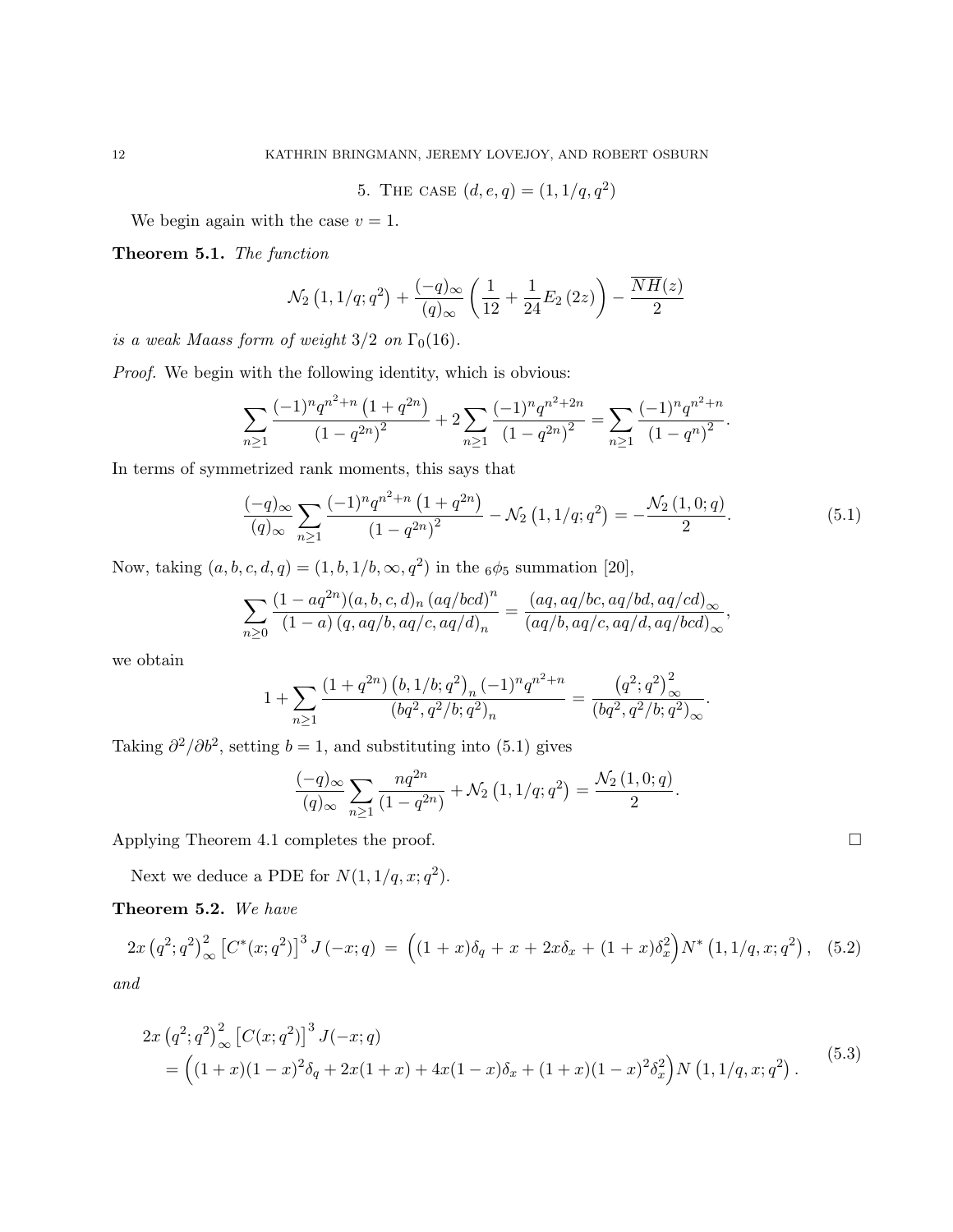## 5. The case $(d, e, q) = (1, 1/q, q^2)$

We begin again with the case $v = 1$.

**Theorem 5.1.** *The function*

$$\mathcal{N}_2\left(1, 1/q; q^2\right) + \frac{(-q)_\infty}{(q)_\infty}\left(\frac{1}{12} + \frac{1}{24}E_2\left(2z\right)\right) - \frac{\overline{NH}(z)}{2}$$

*is a weak Maass form of weight $3/2$ on $\Gamma_0(16)$.*

*Proof.* We begin with the following identity, which is obvious:

$$\sum_{n\geq 1} \frac{(-1)^n q^{n^2+n}\left(1+q^{2n}\right)}{\left(1-q^{2n}\right)^2} + 2\sum_{n\geq 1}\frac{(-1)^n q^{n^2+2n}}{\left(1-q^{2n}\right)^2} = \sum_{n\geq 1}\frac{(-1)^n q^{n^2+n}}{\left(1-q^n\right)^2}.$$

In terms of symmetrized rank moments, this says that

$$\frac{(-q)_\infty}{(q)_\infty}\sum_{n\geq 1}\frac{(-1)^n q^{n^2+n}\left(1+q^{2n}\right)}{\left(1-q^{2n}\right)^2} - \mathcal{N}_2\left(1, 1/q; q^2\right) = -\frac{\mathcal{N}_2\left(1, 0; q\right)}{2}. \tag{5.1}$$

Now, taking $(a, b, c, d, q) = (1, b, 1/b, \infty, q^2)$ in the ${}_6\phi_5$ summation [20],

$$\sum_{n\geq 0}\frac{(1-aq^{2n})(a,b,c,d)_n\left(aq/bcd\right)^n}{(1-a)\left(q, aq/b, aq/c, aq/d\right)_n} = \frac{(aq, aq/bc, aq/bd, aq/cd)_\infty}{(aq/b, aq/c, aq/d, aq/bcd)_\infty},$$

we obtain

$$1 + \sum_{n\geq 1}\frac{\left(1+q^{2n}\right)\left(b, 1/b; q^2\right)_n (-1)^n q^{n^2+n}}{(bq^2, q^2/b; q^2)_n} = \frac{\left(q^2;q^2\right)_\infty^2}{(bq^2, q^2/b; q^2)_\infty}.$$

Taking $\partial^2/\partial b^2$, setting $b = 1$, and substituting into (5.1) gives

$$\frac{(-q)_\infty}{(q)_\infty}\sum_{n\geq 1}\frac{nq^{2n}}{(1-q^{2n})} + \mathcal{N}_2\left(1, 1/q; q^2\right) = \frac{\mathcal{N}_2\left(1, 0; q\right)}{2}.$$

Applying Theorem 4.1 completes the proof. $\square$

Next we deduce a PDE for $N(1, 1/q, x; q^2)$.

**Theorem 5.2.** *We have*

$$2x\left(q^2;q^2\right)_\infty^2\left[C^*(x;q^2)\right]^3 J\left(-x;q\right) \;=\; \Big((1+x)\delta_q + x + 2x\delta_x + (1+x)\delta_x^2\Big) N^*\left(1, 1/q, x; q^2\right), \tag{5.2}$$

*and*

$$\begin{aligned} &2x\left(q^2;q^2\right)_\infty^2\left[C(x;q^2)\right]^3 J(-x;q) \\ &\quad = \Big((1+x)(1-x)^2\delta_q + 2x(1+x) + 4x(1-x)\delta_x + (1+x)(1-x)^2\delta_x^2\Big) N\left(1, 1/q, x; q^2\right). \end{aligned} \tag{5.3}$$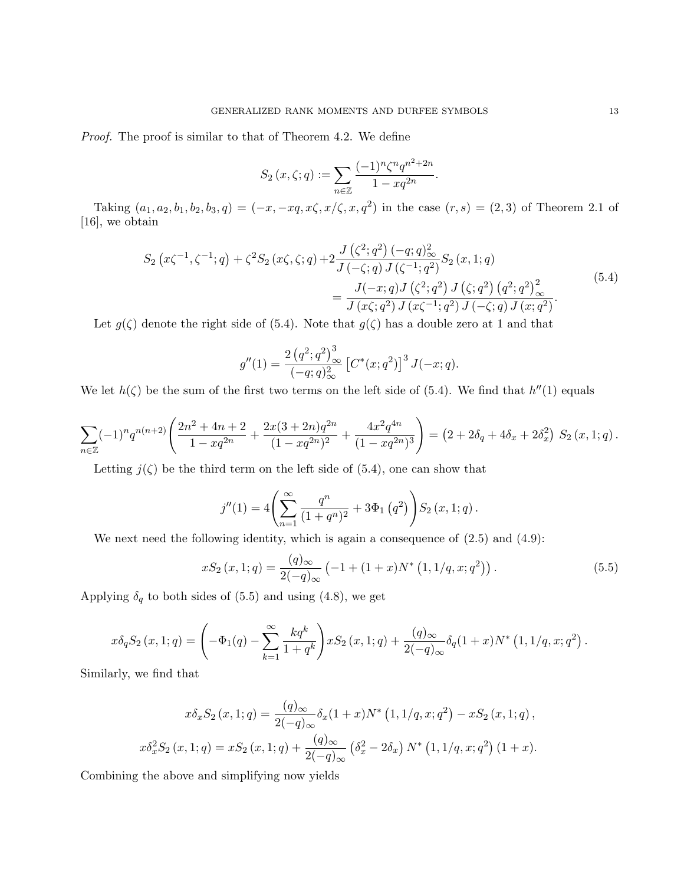*Proof.* The proof is similar to that of Theorem 4.2. We define

$$S_2(x,\zeta;q) := \sum_{n\in\mathbb{Z}} \frac{(-1)^n \zeta^n q^{n^2+2n}}{1-xq^{2n}}.$$

Taking $(a_1, a_2, b_1, b_2, b_3, q) = (-x, -xq, x\zeta, x/\zeta, x, q^2)$ in the case $(r,s) = (2,3)$ of Theorem 2.1 of [16], we obtain

$$\begin{aligned} S_2\left(x\zeta^{-1}, \zeta^{-1}; q\right) + \zeta^2 S_2(x\zeta, \zeta; q) &+ 2\frac{J\left(\zeta^2; q^2\right)(-q;q)_\infty^2}{J(-\zeta;q)\, J\left(\zeta^{-1};q^2\right)} S_2(x,1;q) \\ &= \frac{J(-x;q) J\left(\zeta^2;q^2\right) J\left(\zeta;q^2\right)\left(q^2;q^2\right)_\infty^2}{J\left(x\zeta;q^2\right) J\left(x\zeta^{-1};q^2\right) J(-\zeta;q)\, J\left(x;q^2\right)}. \end{aligned} \tag{5.4}$$

Let $g(\zeta)$ denote the right side of (5.4). Note that $g(\zeta)$ has a double zero at 1 and that

$$g''(1) = \frac{2\left(q^2;q^2\right)_\infty^3}{(-q;q)_\infty^2}\left[C^*(x;q^2)\right]^3 J(-x;q).$$

We let $h(\zeta)$ be the sum of the first two terms on the left side of (5.4). We find that $h''(1)$ equals

$$\sum_{n\in\mathbb{Z}} (-1)^n q^{n(n+2)} \left( \frac{2n^2+4n+2}{1-xq^{2n}} + \frac{2x(3+2n)q^{2n}}{(1-xq^{2n})^2} + \frac{4x^2q^{4n}}{(1-xq^{2n})^3} \right) = \left(2 + 2\delta_q + 4\delta_x + 2\delta_x^2\right) S_2(x,1;q).$$

Letting $j(\zeta)$ be the third term on the left side of (5.4), one can show that

$$j''(1) = 4\left( \sum_{n=1}^{\infty} \frac{q^n}{(1+q^n)^2} + 3\Phi_1\left(q^2\right) \right) S_2(x,1;q).$$

We next need the following identity, which is again a consequence of (2.5) and (4.9):

$$xS_2(x,1;q) = \frac{(q)_\infty}{2(-q)_\infty}\left(-1 + (1+x)N^*\left(1, 1/q, x; q^2\right)\right). \tag{5.5}$$

Applying $\delta_q$ to both sides of (5.5) and using (4.8), we get

$$x\delta_q S_2(x,1;q) = \left( -\Phi_1(q) - \sum_{k=1}^{\infty} \frac{kq^k}{1+q^k} \right) xS_2(x,1;q) + \frac{(q)_\infty}{2(-q)_\infty} \delta_q (1+x) N^*\left(1, 1/q, x; q^2\right).$$

Similarly, we find that

$$x\delta_x S_2(x,1;q) = \frac{(q)_\infty}{2(-q)_\infty}\delta_x(1+x)N^*\left(1,1/q,x;q^2\right) - xS_2(x,1;q),$$

$$x\delta_x^2 S_2(x,1;q) = xS_2(x,1;q) + \frac{(q)_\infty}{2(-q)_\infty}\left(\delta_x^2 - 2\delta_x\right) N^*\left(1,1/q,x;q^2\right)(1+x).$$

Combining the above and simplifying now yields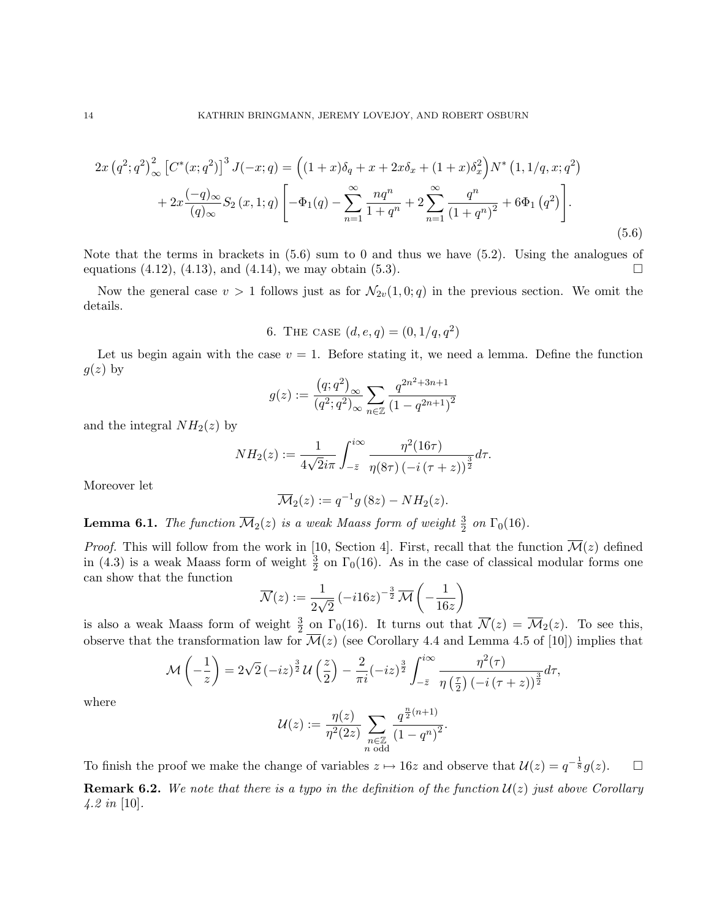$$2x\left(q^2;q^2\right)_\infty^2\left[C^*(x;q^2)\right]^3 J(-x;q) = \Big((1+x)\delta_q + x + 2x\delta_x + (1+x)\delta_x^2\Big) N^*\left(1,1/q,x;q^2\right)$$
$$+ 2x\frac{(-q)_\infty}{(q)_\infty} S_2\left(x,1;q\right)\left[-\Phi_1(q) - \sum_{n=1}^\infty \frac{nq^n}{1+q^n} + 2\sum_{n=1}^\infty \frac{q^n}{\left(1+q^n\right)^2} + 6\Phi_1\left(q^2\right)\right]. \tag{5.6}$$

Note that the terms in brackets in (5.6) sum to 0 and thus we have (5.2). Using the analogues of equations (4.12), (4.13), and (4.14), we may obtain (5.3). $\square$

Now the general case $v > 1$ follows just as for $\mathcal{N}_{2v}(1,0;q)$ in the previous section. We omit the details.

## 6. The case $(d,e,q) = (0,1/q,q^2)$

Let us begin again with the case $v = 1$. Before stating it, we need a lemma. Define the function $g(z)$ by

$$g(z) := \frac{\left(q;q^2\right)_\infty}{\left(q^2;q^2\right)_\infty} \sum_{n\in\mathbb{Z}} \frac{q^{2n^2+3n+1}}{\left(1-q^{2n+1}\right)^2}$$

and the integral $NH_2(z)$ by

$$NH_2(z) := \frac{1}{4\sqrt{2}i\pi}\int_{-\bar{z}}^{i\infty} \frac{\eta^2(16\tau)}{\eta(8\tau)\left(-i\left(\tau+z\right)\right)^{\frac{3}{2}}} d\tau.$$

Moreover let

$$\overline{\mathcal{M}}_2(z) := q^{-1}g\left(8z\right) - NH_2(z).$$

**Lemma 6.1.** *The function $\overline{\mathcal{M}}_2(z)$ is a weak Maass form of weight $\frac{3}{2}$ on $\Gamma_0(16)$.*

*Proof.* This will follow from the work in [10, Section 4]. First, recall that the function $\overline{\mathcal{M}}(z)$ defined in (4.3) is a weak Maass form of weight $\frac{3}{2}$ on $\Gamma_0(16)$. As in the case of classical modular forms one can show that the function

$$\overline{\mathcal{N}}(z) := \frac{1}{2\sqrt{2}}\left(-i16z\right)^{-\frac{3}{2}}\overline{\mathcal{M}}\left(-\frac{1}{16z}\right)$$

is also a weak Maass form of weight $\frac{3}{2}$ on $\Gamma_0(16)$. It turns out that $\overline{\mathcal{N}}(z) = \overline{\mathcal{M}}_2(z)$. To see this, observe that the transformation law for $\overline{\mathcal{M}}(z)$ (see Corollary 4.4 and Lemma 4.5 of [10]) implies that

$$\mathcal{M}\left(-\frac{1}{z}\right) = 2\sqrt{2}\left(-iz\right)^{\frac{3}{2}}\mathcal{U}\left(\frac{z}{2}\right) - \frac{2}{\pi i}(-iz)^{\frac{3}{2}}\int_{-\bar{z}}^{i\infty}\frac{\eta^2(\tau)}{\eta\left(\frac{\tau}{2}\right)\left(-i\left(\tau+z\right)\right)^{\frac{3}{2}}}d\tau,$$

where

$$\mathcal{U}(z) := \frac{\eta(z)}{\eta^2(2z)}\sum_{\substack{n\in\mathbb{Z}\\ n \text{ odd}}}\frac{q^{\frac{n}{2}(n+1)}}{\left(1-q^n\right)^2}.$$

To finish the proof we make the change of variables $z \mapsto 16z$ and observe that $\mathcal{U}(z) = q^{-\frac{1}{8}}g(z)$. $\square$

**Remark 6.2.** *We note that there is a typo in the definition of the function $\mathcal{U}(z)$ just above Corollary 4.2 in [10].*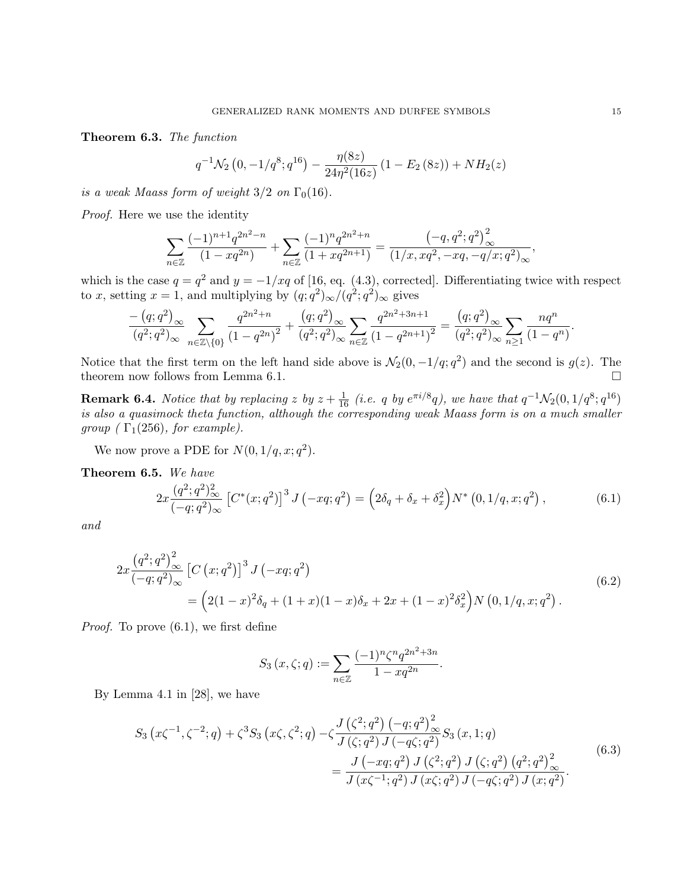**Theorem 6.3.** *The function*

$$q^{-1}\mathcal{N}_2\left(0,-1/q^8;q^{16}\right)-\frac{\eta(8z)}{24\eta^2(16z)}\left(1-E_2\left(8z\right)\right)+NH_2(z)$$

*is a weak Maass form of weight 3/2 on* $\Gamma_0(16)$.

*Proof.* Here we use the identity

$$\sum_{n\in\mathbb{Z}}\frac{(-1)^{n+1}q^{2n^2-n}}{(1-xq^{2n})}+\sum_{n\in\mathbb{Z}}\frac{(-1)^n q^{2n^2+n}}{(1+xq^{2n+1})}=\frac{\left(-q,q^2;q^2\right)_\infty^2}{(1/x,xq^2,-xq,-q/x;q^2)_\infty},$$

which is the case $q=q^2$ and $y=-1/xq$ of [16, eq. (4.3), corrected]. Differentiating twice with respect to $x$, setting $x=1$, and multiplying by $(q;q^2)_\infty/(q^2;q^2)_\infty$ gives

$$\frac{-\left(q;q^2\right)_\infty}{(q^2;q^2)_\infty}\sum_{n\in\mathbb{Z}\setminus\{0\}}\frac{q^{2n^2+n}}{\left(1-q^{2n}\right)^2}+\frac{\left(q;q^2\right)_\infty}{(q^2;q^2)_\infty}\sum_{n\in\mathbb{Z}}\frac{q^{2n^2+3n+1}}{\left(1-q^{2n+1}\right)^2}=\frac{\left(q;q^2\right)_\infty}{(q^2;q^2)_\infty}\sum_{n\geq 1}\frac{nq^n}{(1-q^n)}.$$

Notice that the first term on the left hand side above is $\mathcal{N}_2(0,-1/q;q^2)$ and the second is $g(z)$. The theorem now follows from Lemma 6.1. $\square$

**Remark 6.4.** *Notice that by replacing $z$ by $z+\frac{1}{16}$ (i.e. $q$ by $e^{\pi i/8}q$), we have that $q^{-1}\mathcal{N}_2(0,1/q^8;q^{16})$ is also a quasimock theta function, although the corresponding weak Maass form is on a much smaller group ( $\Gamma_1(256)$, for example).*

We now prove a PDE for $N(0,1/q,x;q^2)$.

**Theorem 6.5.** *We have*

$$2x\frac{(q^2;q^2)_\infty^2}{(-q;q^2)_\infty}\left[C^*(x;q^2)\right]^3 J\left(-xq;q^2\right)=\left(2\delta_q+\delta_x+\delta_x^2\right)N^*\left(0,1/q,x;q^2\right),\tag{6.1}$$

*and*

$$\begin{aligned}2x\frac{\left(q^2;q^2\right)_\infty^2}{(-q;q^2)_\infty}&\left[C\left(x;q^2\right)\right]^3 J\left(-xq;q^2\right)\\&=\left(2(1-x)^2\delta_q+(1+x)(1-x)\delta_x+2x+(1-x)^2\delta_x^2\right)N\left(0,1/q,x;q^2\right).\end{aligned}\tag{6.2}$$

*Proof.* To prove (6.1), we first define

$$S_3\left(x,\zeta;q\right):=\sum_{n\in\mathbb{Z}}\frac{(-1)^n\zeta^n q^{2n^2+3n}}{1-xq^{2n}}.$$

By Lemma 4.1 in [28], we have

$$\begin{aligned}S_3\left(x\zeta^{-1},\zeta^{-2};q\right)+\zeta^3 S_3\left(x\zeta,\zeta^2;q\right)-\zeta\frac{J\left(\zeta^2;q^2\right)\left(-q;q^2\right)_\infty^2}{J\left(\zeta;q^2\right)J\left(-q\zeta;q^2\right)}S_3\left(x,1;q\right)\\=\frac{J\left(-xq;q^2\right)J\left(\zeta^2;q^2\right)J\left(\zeta;q^2\right)\left(q^2;q^2\right)_\infty^2}{J\left(x\zeta^{-1};q^2\right)J\left(x\zeta;q^2\right)J\left(-q\zeta;q^2\right)J\left(x;q^2\right)}.\end{aligned}\tag{6.3}$$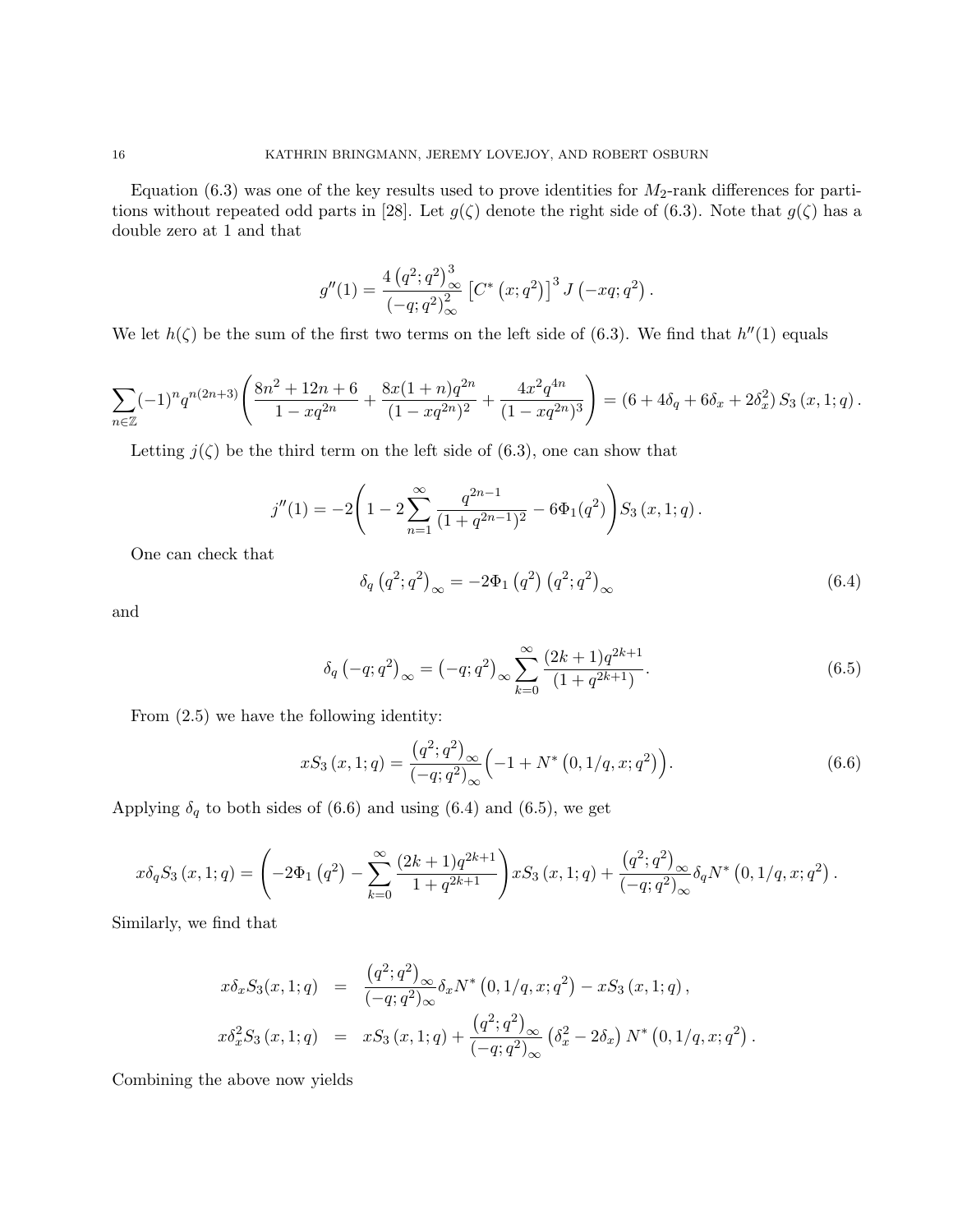Equation (6.3) was one of the key results used to prove identities for $M_2$-rank differences for partitions without repeated odd parts in [28]. Let $g(\zeta)$ denote the right side of (6.3). Note that $g(\zeta)$ has a double zero at 1 and that

$$g''(1) = \frac{4\left(q^2;q^2\right)_\infty^3}{\left(-q;q^2\right)_\infty^2}\left[C^*\left(x;q^2\right)\right]^3 J\left(-xq;q^2\right).$$

We let $h(\zeta)$ be the sum of the first two terms on the left side of (6.3). We find that $h''(1)$ equals

$$\sum_{n\in\mathbb{Z}}(-1)^n q^{n(2n+3)}\left(\frac{8n^2+12n+6}{1-xq^{2n}}+\frac{8x(1+n)q^{2n}}{(1-xq^{2n})^2}+\frac{4x^2q^{4n}}{(1-xq^{2n})^3}\right) = \left(6+4\delta_q+6\delta_x+2\delta_x^2\right)S_3\left(x,1;q\right).$$

Letting $j(\zeta)$ be the third term on the left side of (6.3), one can show that

$$j''(1) = -2\left(1-2\sum_{n=1}^{\infty}\frac{q^{2n-1}}{(1+q^{2n-1})^2}-6\Phi_1(q^2)\right)S_3\left(x,1;q\right).$$

One can check that

$$\delta_q\left(q^2;q^2\right)_\infty = -2\Phi_1\left(q^2\right)\left(q^2;q^2\right)_\infty \tag{6.4}$$

and

$$\delta_q\left(-q;q^2\right)_\infty = \left(-q;q^2\right)_\infty\sum_{k=0}^{\infty}\frac{(2k+1)q^{2k+1}}{\left(1+q^{2k+1}\right)}. \tag{6.5}$$

From (2.5) we have the following identity:

$$xS_3\left(x,1;q\right) = \frac{\left(q^2;q^2\right)_\infty}{\left(-q;q^2\right)_\infty}\Big(-1+N^*\left(0,1/q,x;q^2\right)\Big). \tag{6.6}$$

Applying $\delta_q$ to both sides of (6.6) and using (6.4) and (6.5), we get

$$x\delta_q S_3\left(x,1;q\right) = \left(-2\Phi_1\left(q^2\right)-\sum_{k=0}^{\infty}\frac{(2k+1)q^{2k+1}}{1+q^{2k+1}}\right)xS_3\left(x,1;q\right)+\frac{\left(q^2;q^2\right)_\infty}{\left(-q;q^2\right)_\infty}\delta_q N^*\left(0,1/q,x;q^2\right).$$

Similarly, we find that

$$\begin{aligned}
x\delta_x S_3(x,1;q) &= \frac{\left(q^2;q^2\right)_\infty}{\left(-q;q^2\right)_\infty}\delta_x N^*\left(0,1/q,x;q^2\right) - xS_3\left(x,1;q\right),\\
x\delta_x^2 S_3\left(x,1;q\right) &= xS_3\left(x,1;q\right)+\frac{\left(q^2;q^2\right)_\infty}{\left(-q;q^2\right)_\infty}\left(\delta_x^2-2\delta_x\right)N^*\left(0,1/q,x;q^2\right).
\end{aligned}$$

Combining the above now yields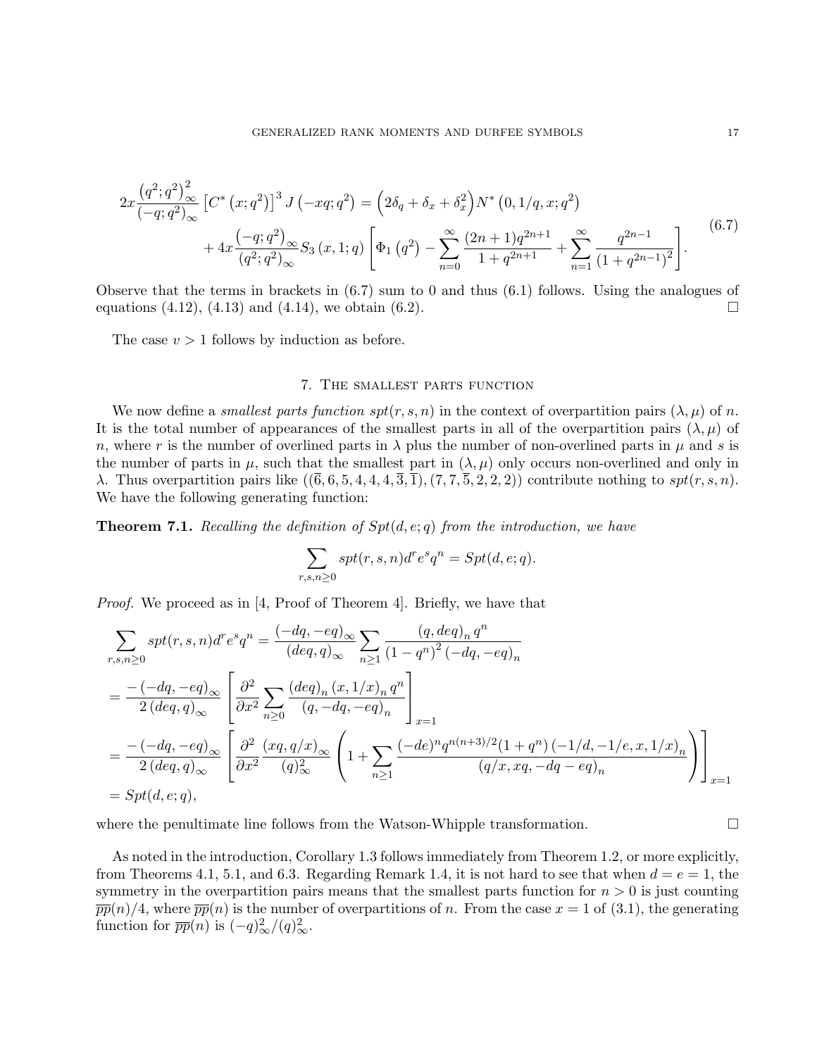$$
\begin{aligned}
2x\frac{\left(q^2;q^2\right)_\infty^2}{\left(-q;q^2\right)_\infty}\left[C^*\left(x;q^2\right)\right]^3 J\left(-xq;q^2\right) &= \left(2\delta_q+\delta_x+\delta_x^2\right)N^*\left(0,1/q,x;q^2\right)\\
&+4x\frac{\left(-q;q^2\right)_\infty}{\left(q^2;q^2\right)_\infty}S_3\left(x,1;q\right)\left[\Phi_1\left(q^2\right)-\sum_{n=0}^{\infty}\frac{(2n+1)q^{2n+1}}{1+q^{2n+1}}+\sum_{n=1}^{\infty}\frac{q^{2n-1}}{\left(1+q^{2n-1}\right)^2}\right].
\end{aligned}
\tag{6.7}
$$

Observe that the terms in brackets in (6.7) sum to 0 and thus (6.1) follows. Using the analogues of equations (4.12), (4.13) and (4.14), we obtain (6.2). □

The case $v>1$ follows by induction as before.

## 7. The smallest parts function

We now define a *smallest parts function* $spt(r,s,n)$ in the context of overpartition pairs $(\lambda,\mu)$ of $n$. It is the total number of appearances of the smallest parts in all of the overpartition pairs $(\lambda,\mu)$ of $n$, where $r$ is the number of overlined parts in $\lambda$ plus the number of non-overlined parts in $\mu$ and $s$ is the number of parts in $\mu$, such that the smallest part in $(\lambda,\mu)$ only occurs non-overlined and only in $\lambda$. Thus overpartition pairs like $((\overline{6},6,5,4,4,4,\overline{3},\overline{1}),(7,7,\overline{5},2,2,2))$ contribute nothing to $spt(r,s,n)$. We have the following generating function:

**Theorem 7.1.** *Recalling the definition of $Spt(d,e;q)$ from the introduction, we have*

$$
\sum_{r,s,n\geq 0} spt(r,s,n)d^re^sq^n = Spt(d,e;q).
$$

*Proof.* We proceed as in [4, Proof of Theorem 4]. Briefly, we have that

$$
\begin{aligned}
&\sum_{r,s,n\geq 0} spt(r,s,n)d^re^sq^n = \frac{(-dq,-eq)_\infty}{(deq,q)_\infty}\sum_{n\geq 1}\frac{(q,deq)_n\,q^n}{\left(1-q^n\right)^2(-dq,-eq)_n}\\
&=\frac{-\left(-dq,-eq\right)_\infty}{2\left(deq,q\right)_\infty}\left[\frac{\partial^2}{\partial x^2}\sum_{n\geq 0}\frac{(deq)_n\,(x,1/x)_n\,q^n}{(q,-dq,-eq)_n}\right]_{x=1}\\
&=\frac{-\left(-dq,-eq\right)_\infty}{2\left(deq,q\right)_\infty}\left[\frac{\partial^2}{\partial x^2}\frac{(xq,q/x)_\infty}{(q)_\infty^2}\left(1+\sum_{n\geq 1}\frac{(-de)^nq^{n(n+3)/2}(1+q^n)\left(-1/d,-1/e,x,1/x\right)_n}{(q/x,xq,-dq-eq)_n}\right)\right]_{x=1}\\
&=Spt(d,e;q),
\end{aligned}
$$

where the penultimate line follows from the Watson-Whipple transformation. □

As noted in the introduction, Corollary 1.3 follows immediately from Theorem 1.2, or more explicitly, from Theorems 4.1, 5.1, and 6.3. Regarding Remark 1.4, it is not hard to see that when $d=e=1$, the symmetry in the overpartition pairs means that the smallest parts function for $n>0$ is just counting $\overline{pp}(n)/4$, where $\overline{pp}(n)$ is the number of overpartitions of $n$. From the case $x=1$ of (3.1), the generating function for $\overline{pp}(n)$ is $(-q)_\infty^2/(q)_\infty^2$.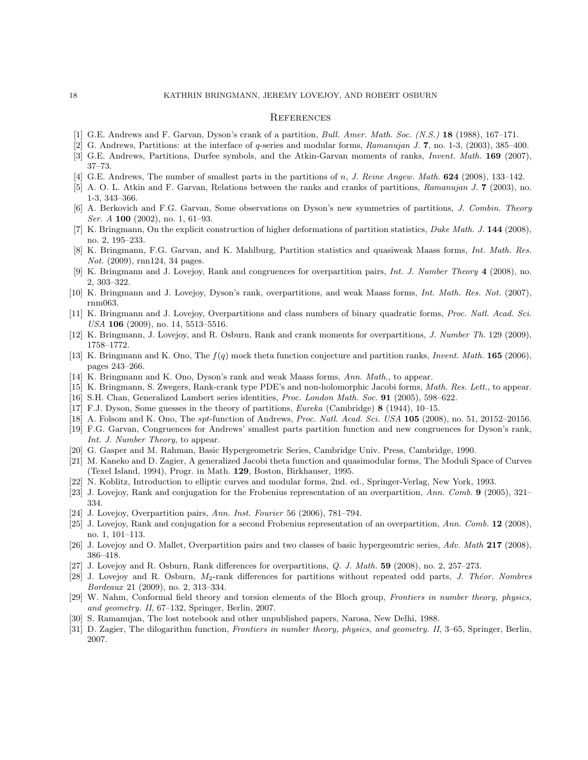## References

[1] G.E. Andrews and F. Garvan, Dyson's crank of a partition, *Bull. Amer. Math. Soc. (N.S.)* **18** (1988), 167–171.

[2] G. Andrews, Partitions: at the interface of $q$-series and modular forms, *Ramanujan J.* **7**, no. 1-3, (2003), 385–400.

[3] G.E. Andrews, Partitions, Durfee symbols, and the Atkin-Garvan moments of ranks, *Invent. Math.* **169** (2007), 37–73.

[4] G.E. Andrews, The number of smallest parts in the partitions of $n$, *J. Reine Angew. Math.* **624** (2008), 133–142.

[5] A. O. L. Atkin and F. Garvan, Relations between the ranks and cranks of partitions, *Ramanujan J.* **7** (2003), no. 1-3, 343–366.

[6] A. Berkovich and F.G. Garvan, Some observations on Dyson's new symmetries of partitions, *J. Combin. Theory Ser. A* **100** (2002), no. 1, 61–93.

[7] K. Bringmann, On the explicit construction of higher deformations of partition statistics, *Duke Math. J.* **144** (2008), no. 2, 195–233.

[8] K. Bringmann, F.G. Garvan, and K. Mahlburg, Partition statistics and quasiweak Maass forms, *Int. Math. Res. Not.* (2009), rnn124, 34 pages.

[9] K. Bringmann and J. Lovejoy, Rank and congruences for overpartition pairs, *Int. J. Number Theory* **4** (2008), no. 2, 303–322.

[10] K. Bringmann and J. Lovejoy, Dyson's rank, overpartitions, and weak Maass forms, *Int. Math. Res. Not.* (2007), rnm063.

[11] K. Bringmann and J. Lovejoy, Overpartitions and class numbers of binary quadratic forms, *Proc. Natl. Acad. Sci. USA* **106** (2009), no. 14, 5513–5516.

[12] K. Bringmann, J. Lovejoy, and R. Osburn, Rank and crank moments for overpartitions, *J. Number Th.* 129 (2009), 1758–1772.

[13] K. Bringmann and K. Ono, The $f(q)$ mock theta function conjecture and partition ranks, *Invent. Math.* **165** (2006), pages 243–266.

[14] K. Bringmann and K. Ono, Dyson's rank and weak Maass forms, *Ann. Math.*, to appear.

[15] K. Bringmann, S. Zwegers, Rank-crank type PDE's and non-holomorphic Jacobi forms, *Math. Res. Lett.*, to appear.

[16] S.H. Chan, Generalized Lambert series identities, *Proc. London Math. Soc.* **91** (2005), 598–622.

[17] F.J. Dyson, Some guesses in the theory of partitions, *Eureka* (Cambridge) **8** (1944), 10–15.

[18] A. Folsom and K. Ono, The *spt*-function of Andrews, *Proc. Natl. Acad. Sci. USA* **105** (2008), no. 51, 20152–20156.

[19] F.G. Garvan, Congruences for Andrews' smallest parts partition function and new congruences for Dyson's rank, *Int. J. Number Theory*, to appear.

[20] G. Gasper and M. Rahman, Basic Hypergeometric Series, Cambridge Univ. Press, Cambridge, 1990.

[21] M. Kaneko and D. Zagier, A generalized Jacobi theta function and quasimodular forms, The Moduli Space of Curves (Texel Island, 1994), Progr. in Math. **129**, Boston, Birkhauser, 1995.

[22] N. Koblitz, Introduction to elliptic curves and modular forms, 2nd. ed., Springer-Verlag, New York, 1993.

[23] J. Lovejoy, Rank and conjugation for the Frobenius representation of an overpartition, *Ann. Comb.* **9** (2005), 321–334.

[24] J. Lovejoy, Overpartition pairs, *Ann. Inst. Fourier* 56 (2006), 781–794.

[25] J. Lovejoy, Rank and conjugation for a second Frobenius representation of an overpartition, *Ann. Comb.* **12** (2008), no. 1, 101–113.

[26] J. Lovejoy and O. Mallet, Overpartition pairs and two classes of basic hypergeomtric series, *Adv. Math* **217** (2008), 386–418.

[27] J. Lovejoy and R. Osburn, Rank differences for overpartitions, *Q. J. Math.* **59** (2008), no. 2, 257–273.

[28] J. Lovejoy and R. Osburn, $M_2$-rank differences for partitions without repeated odd parts, *J. Théor. Nombres Bordeaux* 21 (2009), no. 2, 313–334.

[29] W. Nahm, Conformal field theory and torsion elements of the Bloch group, *Frontiers in number theory, physics, and geometry. II*, 67–132, Springer, Berlin, 2007.

[30] S. Ramanujan, The lost notebook and other unpublished papers, Narosa, New Delhi, 1988.

[31] D. Zagier, The dilogarithm function, *Frontiers in number theory, physics, and geometry. II*, 3–65, Springer, Berlin, 2007.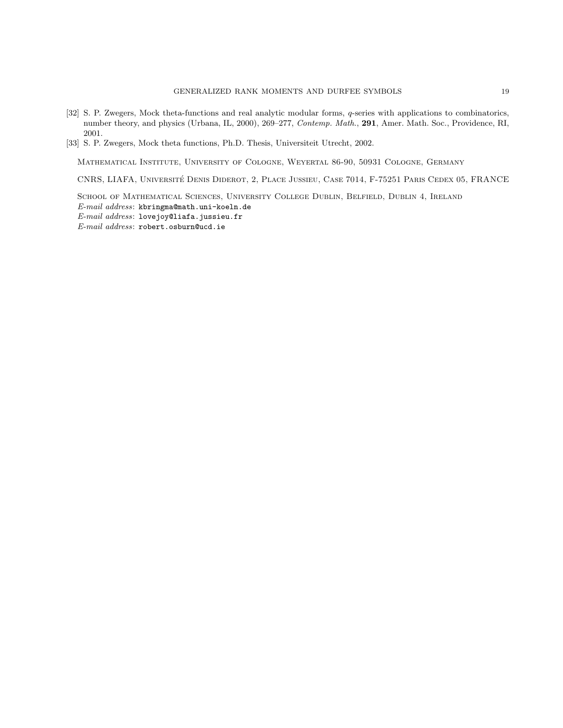[32] S. P. Zwegers, Mock theta-functions and real analytic modular forms, $q$-series with applications to combinatorics, number theory, and physics (Urbana, IL, 2000), 269–277, *Contemp. Math.*, **291**, Amer. Math. Soc., Providence, RI, 2001.

[33] S. P. Zwegers, Mock theta functions, Ph.D. Thesis, Universiteit Utrecht, 2002.

Mathematical Institute, University of Cologne, Weyertal 86-90, 50931 Cologne, Germany

CNRS, LIAFA, Université Denis Diderot, 2, Place Jussieu, Case 7014, F-75251 Paris Cedex 05, FRANCE

School of Mathematical Sciences, University College Dublin, Belfield, Dublin 4, Ireland

*E-mail address*: `kbringma@math.uni-koeln.de`

*E-mail address*: `lovejoy@liafa.jussieu.fr`

*E-mail address*: `robert.osburn@ucd.ie`